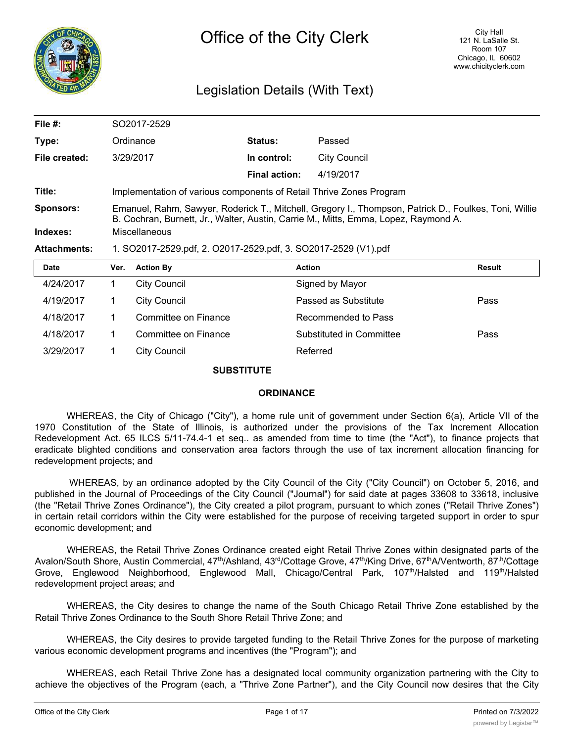# Office of the City Clerk

City Hall
121 N. LaSalle St.
Room 107
Chicago, IL 60602
www.chicityclerk.com

## Legislation Details (With Text)

| | | | |
|---|---|---|---|
| **File #:** | SO2017-2529 | | |
| **Type:** | Ordinance | **Status:** | Passed |
| **File created:** | 3/29/2017 | **In control:** | City Council |
| | | **Final action:** | 4/19/2017 |
| **Title:** | Implementation of various components of Retail Thrive Zones Program | | |
| **Sponsors:** | Emanuel, Rahm, Sawyer, Roderick T., Mitchell, Gregory I., Thompson, Patrick D., Foulkes, Toni, Willie B. Cochran, Burnett, Jr., Walter, Austin, Carrie M., Mitts, Emma, Lopez, Raymond A. | | |
| **Indexes:** | Miscellaneous | | |
| **Attachments:** | 1. SO2017-2529.pdf, 2. O2017-2529.pdf, 3. SO2017-2529 (V1).pdf | | |

| Date | Ver. | Action By | Action | Result |
|---|---|---|---|---|
| 4/24/2017 | 1 | City Council | Signed by Mayor | |
| 4/19/2017 | 1 | City Council | Passed as Substitute | Pass |
| 4/18/2017 | 1 | Committee on Finance | Recommended to Pass | |
| 4/18/2017 | 1 | Committee on Finance | Substituted in Committee | Pass |
| 3/29/2017 | 1 | City Council | Referred | |

**SUBSTITUTE**

**ORDINANCE**

WHEREAS, the City of Chicago ("City"), a home rule unit of government under Section 6(a), Article VII of the 1970 Constitution of the State of Illinois, is authorized under the provisions of the Tax Increment Allocation Redevelopment Act. 65 ILCS 5/11-74.4-1 et seq.. as amended from time to time (the "Act"), to finance projects that eradicate blighted conditions and conservation area factors through the use of tax increment allocation financing for redevelopment projects; and

WHEREAS, by an ordinance adopted by the City Council of the City ("City Council") on October 5, 2016, and published in the Journal of Proceedings of the City Council ("Journal") for said date at pages 33608 to 33618, inclusive (the "Retail Thrive Zones Ordinance"), the City created a pilot program, pursuant to which zones ("Retail Thrive Zones") in certain retail corridors within the City were established for the purpose of receiving targeted support in order to spur economic development; and

WHEREAS, the Retail Thrive Zones Ordinance created eight Retail Thrive Zones within designated parts of the Avalon/South Shore, Austin Commercial, 47th/Ashland, 43rd/Cottage Grove, 47th/King Drive, 67thA/Ventworth, 87th/Cottage Grove, Englewood Neighborhood, Englewood Mall, Chicago/Central Park, 107th/Halsted and 119th/Halsted redevelopment project areas; and

WHEREAS, the City desires to change the name of the South Chicago Retail Thrive Zone established by the Retail Thrive Zones Ordinance to the South Shore Retail Thrive Zone; and

WHEREAS, the City desires to provide targeted funding to the Retail Thrive Zones for the purpose of marketing various economic development programs and incentives (the "Program"); and

WHEREAS, each Retail Thrive Zone has a designated local community organization partnering with the City to achieve the objectives of the Program (each, a "Thrive Zone Partner"), and the City Council now desires that the City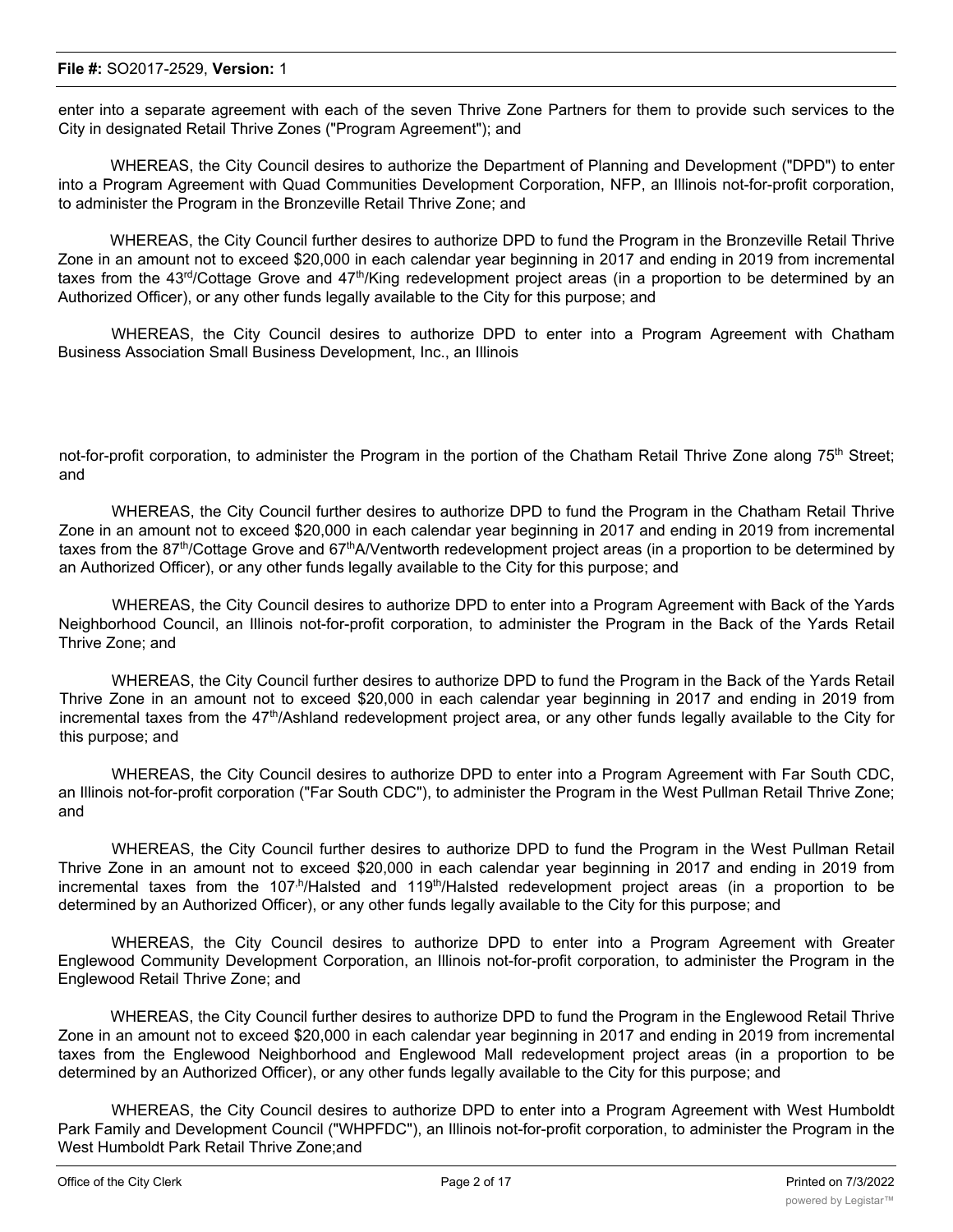enter into a separate agreement with each of the seven Thrive Zone Partners for them to provide such services to the City in designated Retail Thrive Zones ("Program Agreement"); and

WHEREAS, the City Council desires to authorize the Department of Planning and Development ("DPD") to enter into a Program Agreement with Quad Communities Development Corporation, NFP, an Illinois not-for-profit corporation, to administer the Program in the Bronzeville Retail Thrive Zone; and

WHEREAS, the City Council further desires to authorize DPD to fund the Program in the Bronzeville Retail Thrive Zone in an amount not to exceed $20,000 in each calendar year beginning in 2017 and ending in 2019 from incremental taxes from the 43rd/Cottage Grove and 47th/King redevelopment project areas (in a proportion to be determined by an Authorized Officer), or any other funds legally available to the City for this purpose; and

WHEREAS, the City Council desires to authorize DPD to enter into a Program Agreement with Chatham Business Association Small Business Development, Inc., an Illinois not-for-profit corporation, to administer the Program in the portion of the Chatham Retail Thrive Zone along 75th Street; and

WHEREAS, the City Council further desires to authorize DPD to fund the Program in the Chatham Retail Thrive Zone in an amount not to exceed $20,000 in each calendar year beginning in 2017 and ending in 2019 from incremental taxes from the 87th/Cottage Grove and 67thA/Ventworth redevelopment project areas (in a proportion to be determined by an Authorized Officer), or any other funds legally available to the City for this purpose; and

WHEREAS, the City Council desires to authorize DPD to enter into a Program Agreement with Back of the Yards Neighborhood Council, an Illinois not-for-profit corporation, to administer the Program in the Back of the Yards Retail Thrive Zone; and

WHEREAS, the City Council further desires to authorize DPD to fund the Program in the Back of the Yards Retail Thrive Zone in an amount not to exceed $20,000 in each calendar year beginning in 2017 and ending in 2019 from incremental taxes from the 47th/Ashland redevelopment project area, or any other funds legally available to the City for this purpose; and

WHEREAS, the City Council desires to authorize DPD to enter into a Program Agreement with Far South CDC, an Illinois not-for-profit corporation ("Far South CDC"), to administer the Program in the West Pullman Retail Thrive Zone; and

WHEREAS, the City Council further desires to authorize DPD to fund the Program in the West Pullman Retail Thrive Zone in an amount not to exceed $20,000 in each calendar year beginning in 2017 and ending in 2019 from incremental taxes from the 107th/Halsted and 119th/Halsted redevelopment project areas (in a proportion to be determined by an Authorized Officer), or any other funds legally available to the City for this purpose; and

WHEREAS, the City Council desires to authorize DPD to enter into a Program Agreement with Greater Englewood Community Development Corporation, an Illinois not-for-profit corporation, to administer the Program in the Englewood Retail Thrive Zone; and

WHEREAS, the City Council further desires to authorize DPD to fund the Program in the Englewood Retail Thrive Zone in an amount not to exceed $20,000 in each calendar year beginning in 2017 and ending in 2019 from incremental taxes from the Englewood Neighborhood and Englewood Mall redevelopment project areas (in a proportion to be determined by an Authorized Officer), or any other funds legally available to the City for this purpose; and

WHEREAS, the City Council desires to authorize DPD to enter into a Program Agreement with West Humboldt Park Family and Development Council ("WHPFDC"), an Illinois not-for-profit corporation, to administer the Program in the West Humboldt Park Retail Thrive Zone;and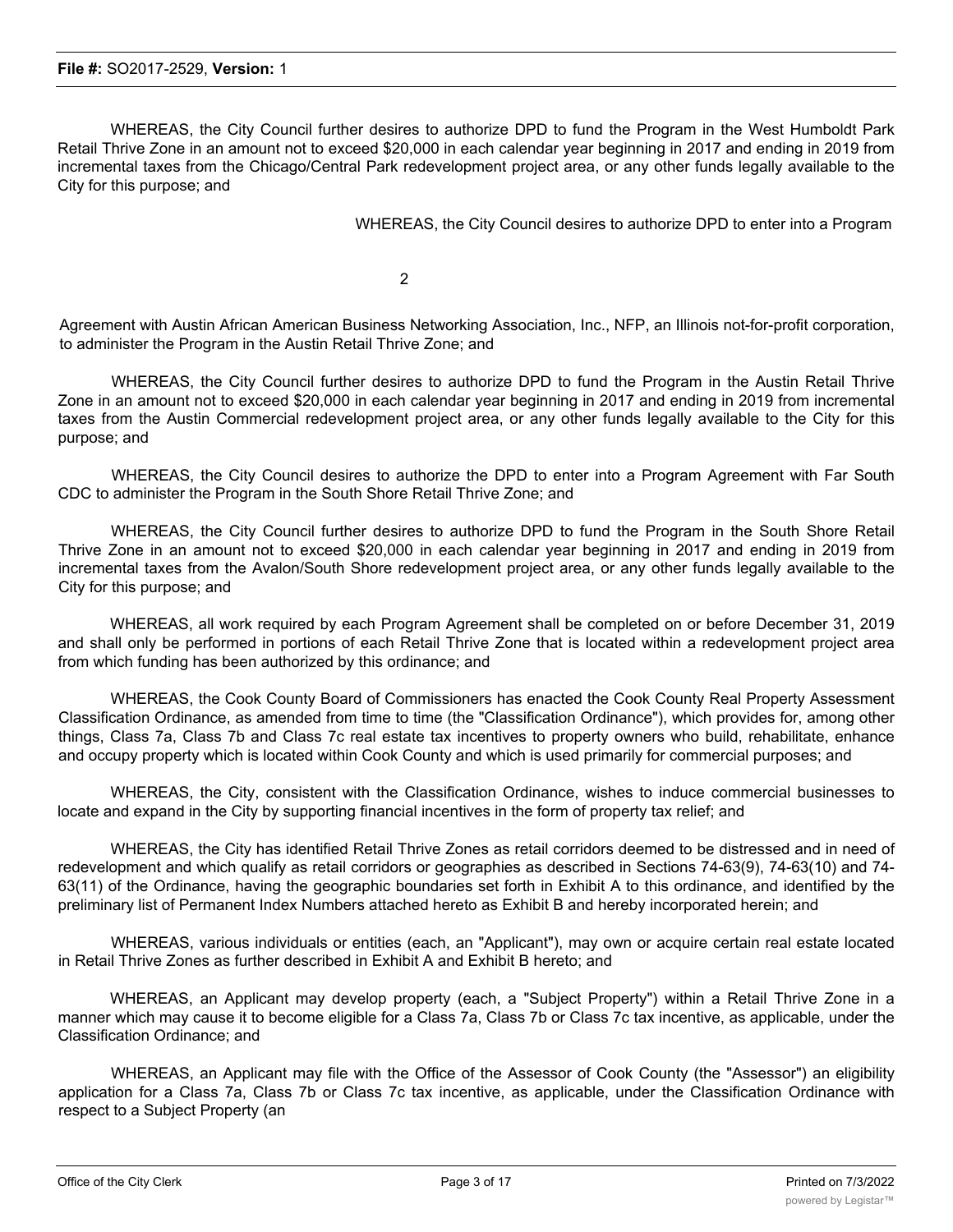WHEREAS, the City Council further desires to authorize DPD to fund the Program in the West Humboldt Park Retail Thrive Zone in an amount not to exceed $20,000 in each calendar year beginning in 2017 and ending in 2019 from incremental taxes from the Chicago/Central Park redevelopment project area, or any other funds legally available to the City for this purpose; and

WHEREAS, the City Council desires to authorize DPD to enter into a Program Agreement with Austin African American Business Networking Association, Inc., NFP, an Illinois not-for-profit corporation, to administer the Program in the Austin Retail Thrive Zone; and

WHEREAS, the City Council further desires to authorize DPD to fund the Program in the Austin Retail Thrive Zone in an amount not to exceed $20,000 in each calendar year beginning in 2017 and ending in 2019 from incremental taxes from the Austin Commercial redevelopment project area, or any other funds legally available to the City for this purpose; and

WHEREAS, the City Council desires to authorize the DPD to enter into a Program Agreement with Far South CDC to administer the Program in the South Shore Retail Thrive Zone; and

WHEREAS, the City Council further desires to authorize DPD to fund the Program in the South Shore Retail Thrive Zone in an amount not to exceed $20,000 in each calendar year beginning in 2017 and ending in 2019 from incremental taxes from the Avalon/South Shore redevelopment project area, or any other funds legally available to the City for this purpose; and

WHEREAS, all work required by each Program Agreement shall be completed on or before December 31, 2019 and shall only be performed in portions of each Retail Thrive Zone that is located within a redevelopment project area from which funding has been authorized by this ordinance; and

WHEREAS, the Cook County Board of Commissioners has enacted the Cook County Real Property Assessment Classification Ordinance, as amended from time to time (the "Classification Ordinance"), which provides for, among other things, Class 7a, Class 7b and Class 7c real estate tax incentives to property owners who build, rehabilitate, enhance and occupy property which is located within Cook County and which is used primarily for commercial purposes; and

WHEREAS, the City, consistent with the Classification Ordinance, wishes to induce commercial businesses to locate and expand in the City by supporting financial incentives in the form of property tax relief; and

WHEREAS, the City has identified Retail Thrive Zones as retail corridors deemed to be distressed and in need of redevelopment and which qualify as retail corridors or geographies as described in Sections 74-63(9), 74-63(10) and 74-63(11) of the Ordinance, having the geographic boundaries set forth in Exhibit A to this ordinance, and identified by the preliminary list of Permanent Index Numbers attached hereto as Exhibit B and hereby incorporated herein; and

WHEREAS, various individuals or entities (each, an "Applicant"), may own or acquire certain real estate located in Retail Thrive Zones as further described in Exhibit A and Exhibit B hereto; and

WHEREAS, an Applicant may develop property (each, a "Subject Property") within a Retail Thrive Zone in a manner which may cause it to become eligible for a Class 7a, Class 7b or Class 7c tax incentive, as applicable, under the Classification Ordinance; and

WHEREAS, an Applicant may file with the Office of the Assessor of Cook County (the "Assessor") an eligibility application for a Class 7a, Class 7b or Class 7c tax incentive, as applicable, under the Classification Ordinance with respect to a Subject Property (an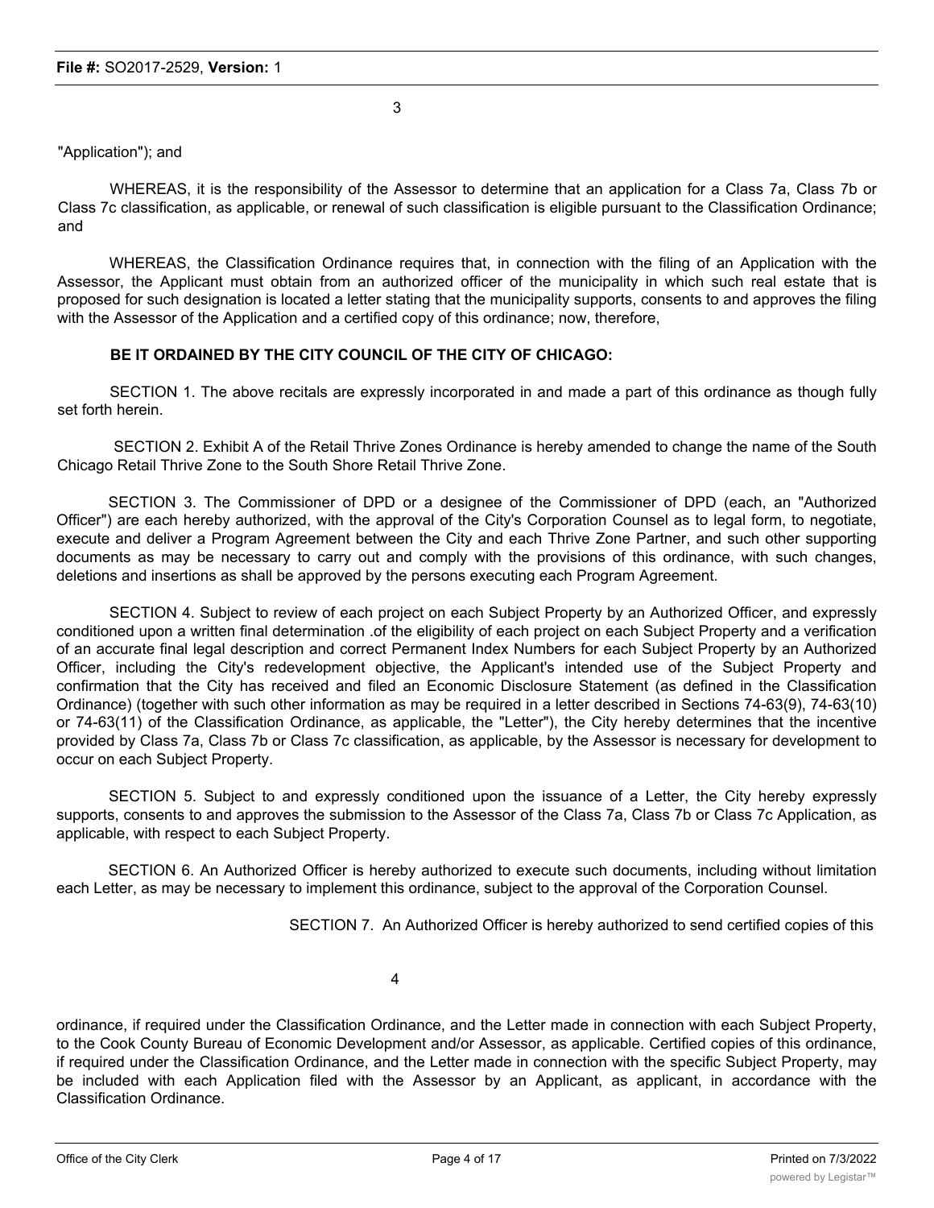"Application"); and

WHEREAS, it is the responsibility of the Assessor to determine that an application for a Class 7a, Class 7b or Class 7c classification, as applicable, or renewal of such classification is eligible pursuant to the Classification Ordinance; and

WHEREAS, the Classification Ordinance requires that, in connection with the filing of an Application with the Assessor, the Applicant must obtain from an authorized officer of the municipality in which such real estate that is proposed for such designation is located a letter stating that the municipality supports, consents to and approves the filing with the Assessor of the Application and a certified copy of this ordinance; now, therefore,

**BE IT ORDAINED BY THE CITY COUNCIL OF THE CITY OF CHICAGO:**

SECTION 1. The above recitals are expressly incorporated in and made a part of this ordinance as though fully set forth herein.

SECTION 2. Exhibit A of the Retail Thrive Zones Ordinance is hereby amended to change the name of the South Chicago Retail Thrive Zone to the South Shore Retail Thrive Zone.

SECTION 3. The Commissioner of DPD or a designee of the Commissioner of DPD (each, an "Authorized Officer") are each hereby authorized, with the approval of the City's Corporation Counsel as to legal form, to negotiate, execute and deliver a Program Agreement between the City and each Thrive Zone Partner, and such other supporting documents as may be necessary to carry out and comply with the provisions of this ordinance, with such changes, deletions and insertions as shall be approved by the persons executing each Program Agreement.

SECTION 4. Subject to review of each project on each Subject Property by an Authorized Officer, and expressly conditioned upon a written final determination .of the eligibility of each project on each Subject Property and a verification of an accurate final legal description and correct Permanent Index Numbers for each Subject Property by an Authorized Officer, including the City's redevelopment objective, the Applicant's intended use of the Subject Property and confirmation that the City has received and filed an Economic Disclosure Statement (as defined in the Classification Ordinance) (together with such other information as may be required in a letter described in Sections 74-63(9), 74-63(10) or 74-63(11) of the Classification Ordinance, as applicable, the "Letter"), the City hereby determines that the incentive provided by Class 7a, Class 7b or Class 7c classification, as applicable, by the Assessor is necessary for development to occur on each Subject Property.

SECTION 5. Subject to and expressly conditioned upon the issuance of a Letter, the City hereby expressly supports, consents to and approves the submission to the Assessor of the Class 7a, Class 7b or Class 7c Application, as applicable, with respect to each Subject Property.

SECTION 6. An Authorized Officer is hereby authorized to execute such documents, including without limitation each Letter, as may be necessary to implement this ordinance, subject to the approval of the Corporation Counsel.

SECTION 7. An Authorized Officer is hereby authorized to send certified copies of this ordinance, if required under the Classification Ordinance, and the Letter made in connection with each Subject Property, to the Cook County Bureau of Economic Development and/or Assessor, as applicable. Certified copies of this ordinance, if required under the Classification Ordinance, and the Letter made in connection with the specific Subject Property, may be included with each Application filed with the Assessor by an Applicant, as applicant, in accordance with the Classification Ordinance.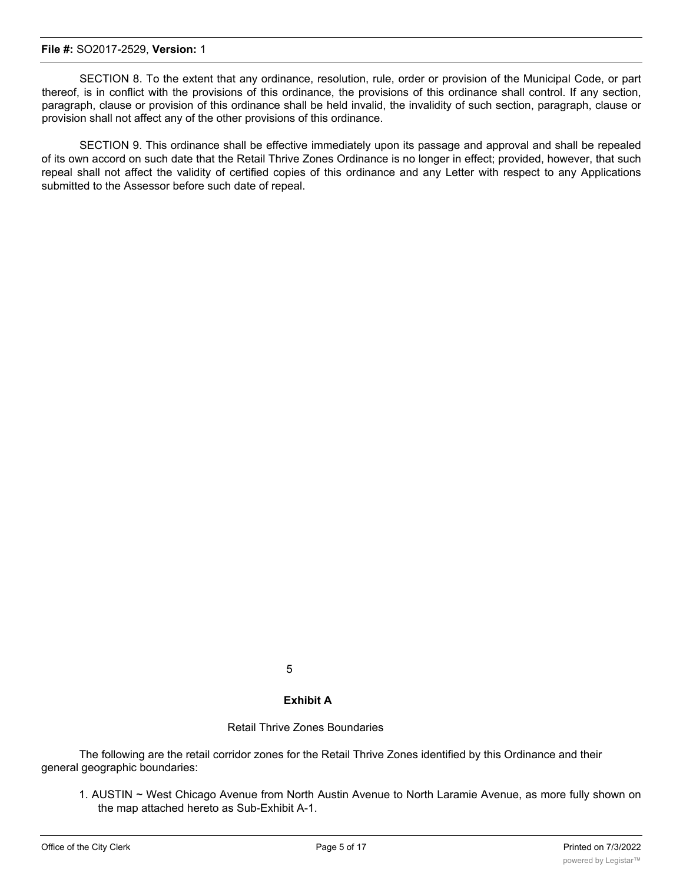SECTION 8. To the extent that any ordinance, resolution, rule, order or provision of the Municipal Code, or part thereof, is in conflict with the provisions of this ordinance, the provisions of this ordinance shall control. If any section, paragraph, clause or provision of this ordinance shall be held invalid, the invalidity of such section, paragraph, clause or provision shall not affect any of the other provisions of this ordinance.

SECTION 9. This ordinance shall be effective immediately upon its passage and approval and shall be repealed of its own accord on such date that the Retail Thrive Zones Ordinance is no longer in effect; provided, however, that such repeal shall not affect the validity of certified copies of this ordinance and any Letter with respect to any Applications submitted to the Assessor before such date of repeal.

**Exhibit A**

Retail Thrive Zones Boundaries

The following are the retail corridor zones for the Retail Thrive Zones identified by this Ordinance and their general geographic boundaries:

1. AUSTIN ~ West Chicago Avenue from North Austin Avenue to North Laramie Avenue, as more fully shown on the map attached hereto as Sub-Exhibit A-1.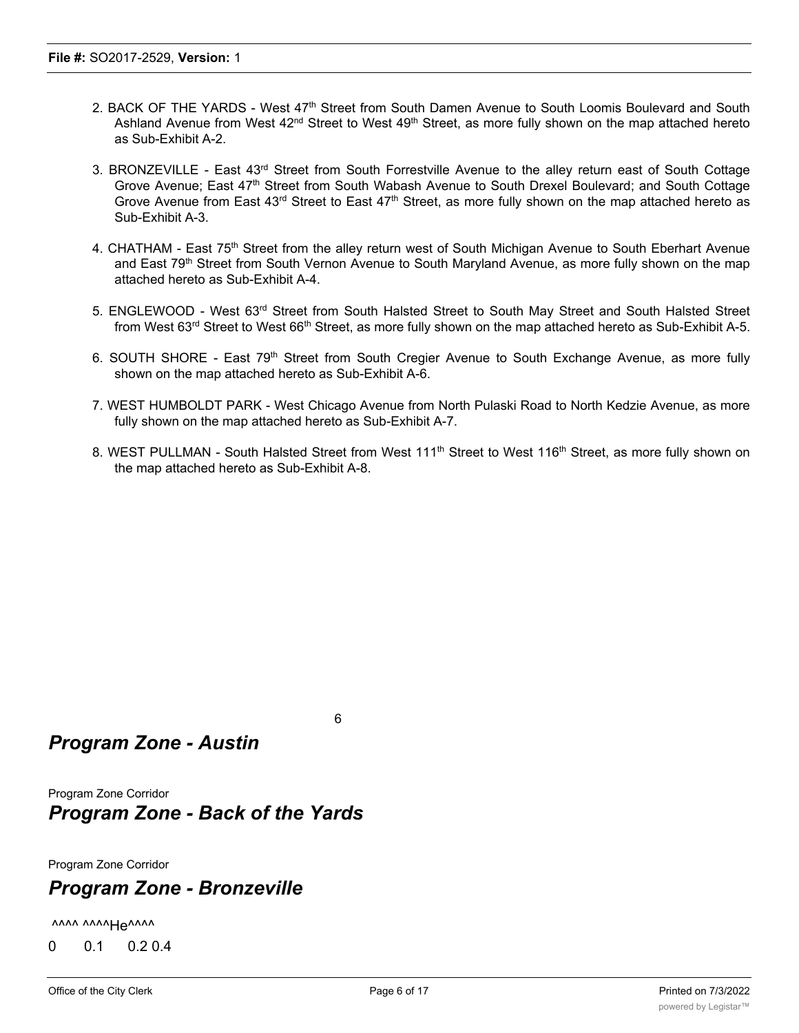2. BACK OF THE YARDS - West 47th Street from South Damen Avenue to South Loomis Boulevard and South Ashland Avenue from West 42nd Street to West 49th Street, as more fully shown on the map attached hereto as Sub-Exhibit A-2.

3. BRONZEVILLE - East 43rd Street from South Forrestville Avenue to the alley return east of South Cottage Grove Avenue; East 47th Street from South Wabash Avenue to South Drexel Boulevard; and South Cottage Grove Avenue from East 43rd Street to East 47th Street, as more fully shown on the map attached hereto as Sub-Exhibit A-3.

4. CHATHAM - East 75th Street from the alley return west of South Michigan Avenue to South Eberhart Avenue and East 79th Street from South Vernon Avenue to South Maryland Avenue, as more fully shown on the map attached hereto as Sub-Exhibit A-4.

5. ENGLEWOOD - West 63rd Street from South Halsted Street to South May Street and South Halsted Street from West 63rd Street to West 66th Street, as more fully shown on the map attached hereto as Sub-Exhibit A-5.

6. SOUTH SHORE - East 79th Street from South Cregier Avenue to South Exchange Avenue, as more fully shown on the map attached hereto as Sub-Exhibit A-6.

7. WEST HUMBOLDT PARK - West Chicago Avenue from North Pulaski Road to North Kedzie Avenue, as more fully shown on the map attached hereto as Sub-Exhibit A-7.

8. WEST PULLMAN - South Halsted Street from West 111th Street to West 116th Street, as more fully shown on the map attached hereto as Sub-Exhibit A-8.

6

## *Program Zone - Austin*

Program Zone Corridor

## *Program Zone - Back of the Yards*

Program Zone Corridor

## *Program Zone - Bronzeville*

^^^^ ^^^^He^^^^

0 0.1 0.2 0.4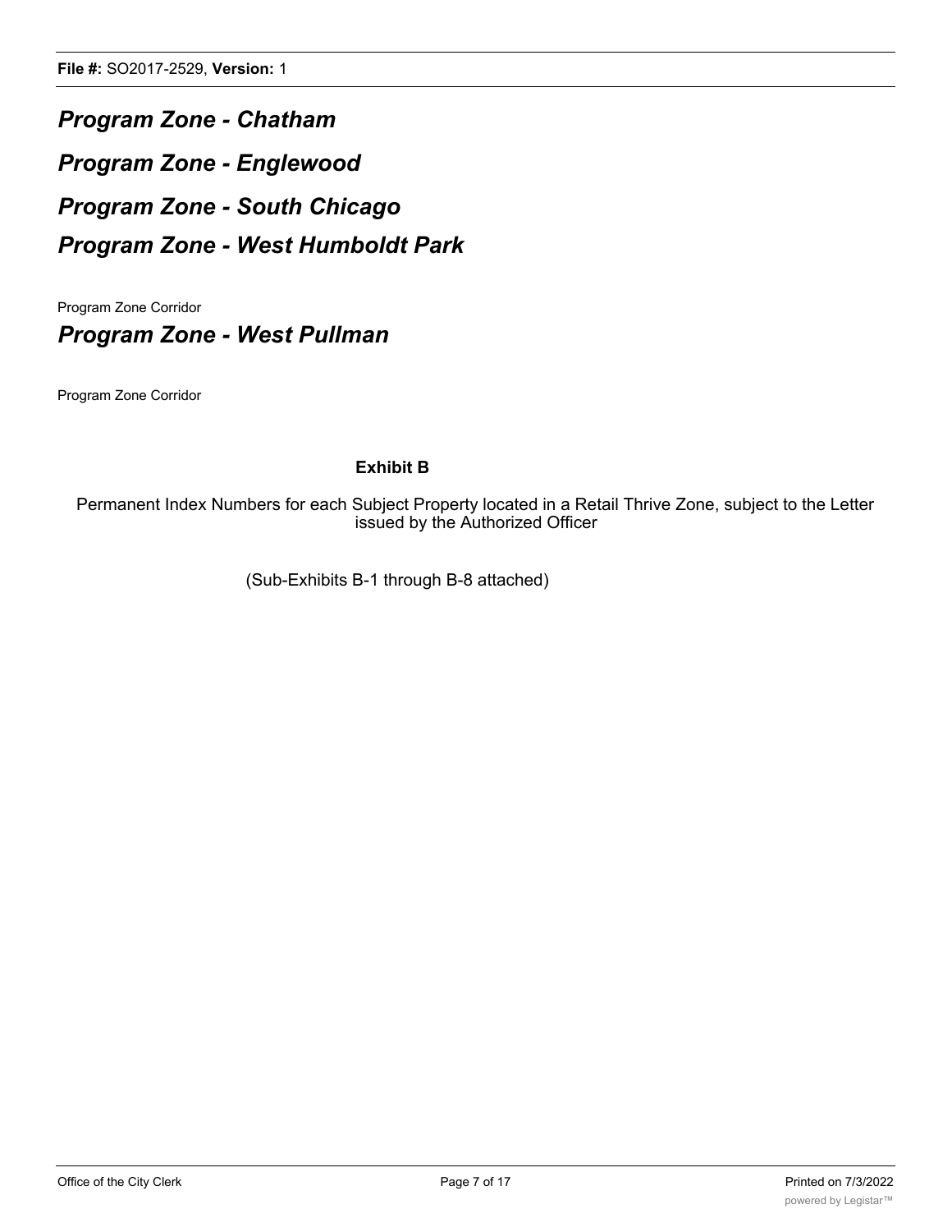***Program Zone - Chatham***

***Program Zone - Englewood***

***Program Zone - South Chicago***

***Program Zone - West Humboldt Park***

Program Zone Corridor

***Program Zone - West Pullman***

Program Zone Corridor

**Exhibit B**

Permanent Index Numbers for each Subject Property located in a Retail Thrive Zone, subject to the Letter issued by the Authorized Officer

(Sub-Exhibits B-1 through B-8 attached)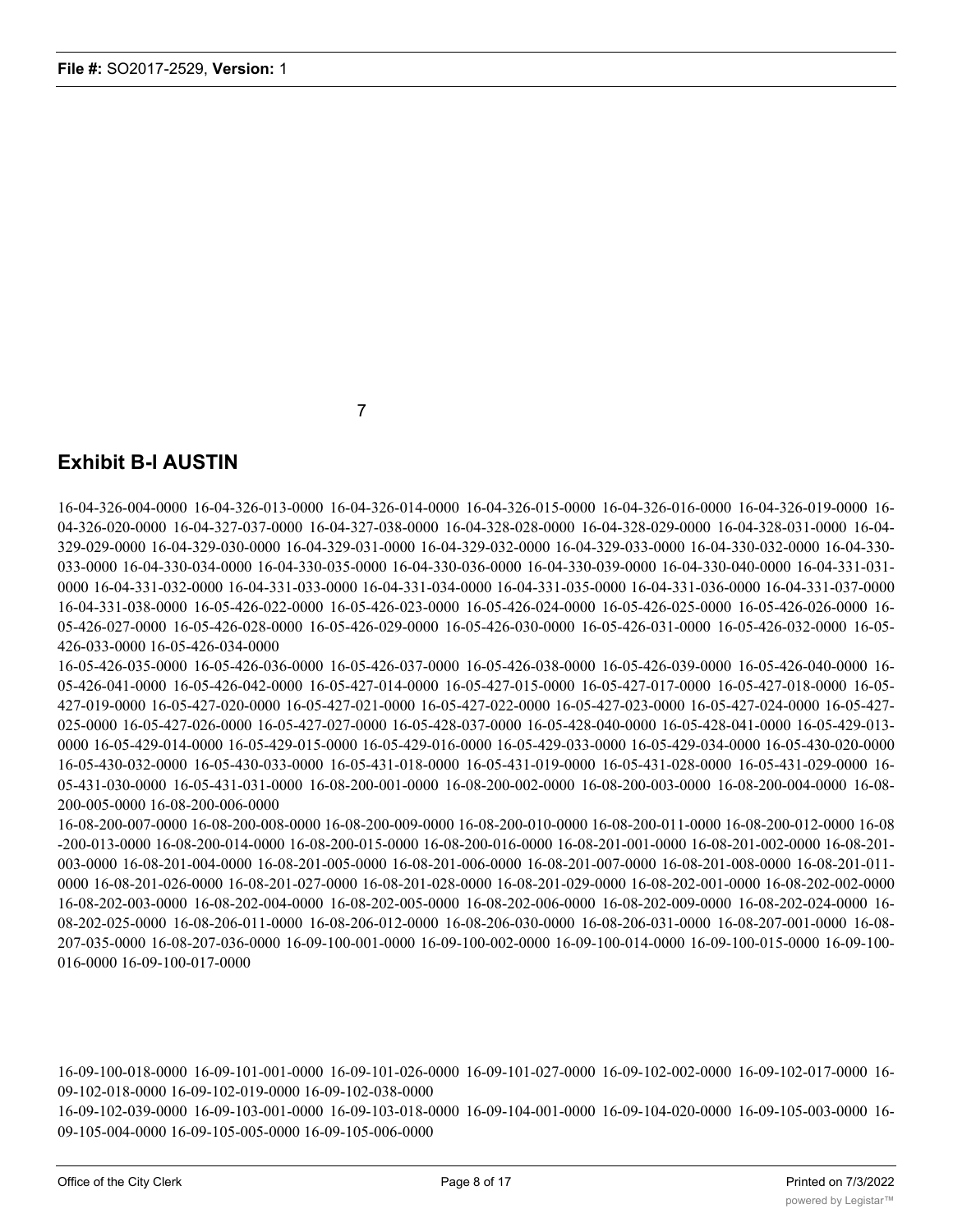7

## Exhibit B-I AUSTIN

16-04-326-004-0000 16-04-326-013-0000 16-04-326-014-0000 16-04-326-015-0000 16-04-326-016-0000 16-04-326-019-0000 16-04-326-020-0000 16-04-327-037-0000 16-04-327-038-0000 16-04-328-028-0000 16-04-328-029-0000 16-04-328-031-0000 16-04-329-029-0000 16-04-329-030-0000 16-04-329-031-0000 16-04-329-032-0000 16-04-329-033-0000 16-04-330-032-0000 16-04-330-033-0000 16-04-330-034-0000 16-04-330-035-0000 16-04-330-036-0000 16-04-330-039-0000 16-04-330-040-0000 16-04-331-031-0000 16-04-331-032-0000 16-04-331-033-0000 16-04-331-034-0000 16-04-331-035-0000 16-04-331-036-0000 16-04-331-037-0000 16-04-331-038-0000 16-05-426-022-0000 16-05-426-023-0000 16-05-426-024-0000 16-05-426-025-0000 16-05-426-026-0000 16-05-426-027-0000 16-05-426-028-0000 16-05-426-029-0000 16-05-426-030-0000 16-05-426-031-0000 16-05-426-032-0000 16-05-426-033-0000 16-05-426-034-0000

16-05-426-035-0000 16-05-426-036-0000 16-05-426-037-0000 16-05-426-038-0000 16-05-426-039-0000 16-05-426-040-0000 16-05-426-041-0000 16-05-426-042-0000 16-05-427-014-0000 16-05-427-015-0000 16-05-427-017-0000 16-05-427-018-0000 16-05-427-019-0000 16-05-427-020-0000 16-05-427-021-0000 16-05-427-022-0000 16-05-427-023-0000 16-05-427-024-0000 16-05-427-025-0000 16-05-427-026-0000 16-05-427-027-0000 16-05-428-037-0000 16-05-428-040-0000 16-05-428-041-0000 16-05-429-013-0000 16-05-429-014-0000 16-05-429-015-0000 16-05-429-016-0000 16-05-429-033-0000 16-05-429-034-0000 16-05-430-020-0000 16-05-430-032-0000 16-05-430-033-0000 16-05-431-018-0000 16-05-431-019-0000 16-05-431-028-0000 16-05-431-029-0000 16-05-431-030-0000 16-05-431-031-0000 16-08-200-001-0000 16-08-200-002-0000 16-08-200-003-0000 16-08-200-004-0000 16-08-200-005-0000 16-08-200-006-0000

16-08-200-007-0000 16-08-200-008-0000 16-08-200-009-0000 16-08-200-010-0000 16-08-200-011-0000 16-08-200-012-0000 16-08-200-013-0000 16-08-200-014-0000 16-08-200-015-0000 16-08-200-016-0000 16-08-201-001-0000 16-08-201-002-0000 16-08-201-003-0000 16-08-201-004-0000 16-08-201-005-0000 16-08-201-006-0000 16-08-201-007-0000 16-08-201-008-0000 16-08-201-011-0000 16-08-201-026-0000 16-08-201-027-0000 16-08-201-028-0000 16-08-201-029-0000 16-08-202-001-0000 16-08-202-002-0000 16-08-202-003-0000 16-08-202-004-0000 16-08-202-005-0000 16-08-202-006-0000 16-08-202-009-0000 16-08-202-024-0000 16-08-202-025-0000 16-08-206-011-0000 16-08-206-012-0000 16-08-206-030-0000 16-08-206-031-0000 16-08-207-001-0000 16-08-207-035-0000 16-08-207-036-0000 16-09-100-001-0000 16-09-100-002-0000 16-09-100-014-0000 16-09-100-015-0000 16-09-100-016-0000 16-09-100-017-0000

16-09-100-018-0000 16-09-101-001-0000 16-09-101-026-0000 16-09-101-027-0000 16-09-102-002-0000 16-09-102-017-0000 16-09-102-018-0000 16-09-102-019-0000 16-09-102-038-0000

16-09-102-039-0000 16-09-103-001-0000 16-09-103-018-0000 16-09-104-001-0000 16-09-104-020-0000 16-09-105-003-0000 16-09-105-004-0000 16-09-105-005-0000 16-09-105-006-0000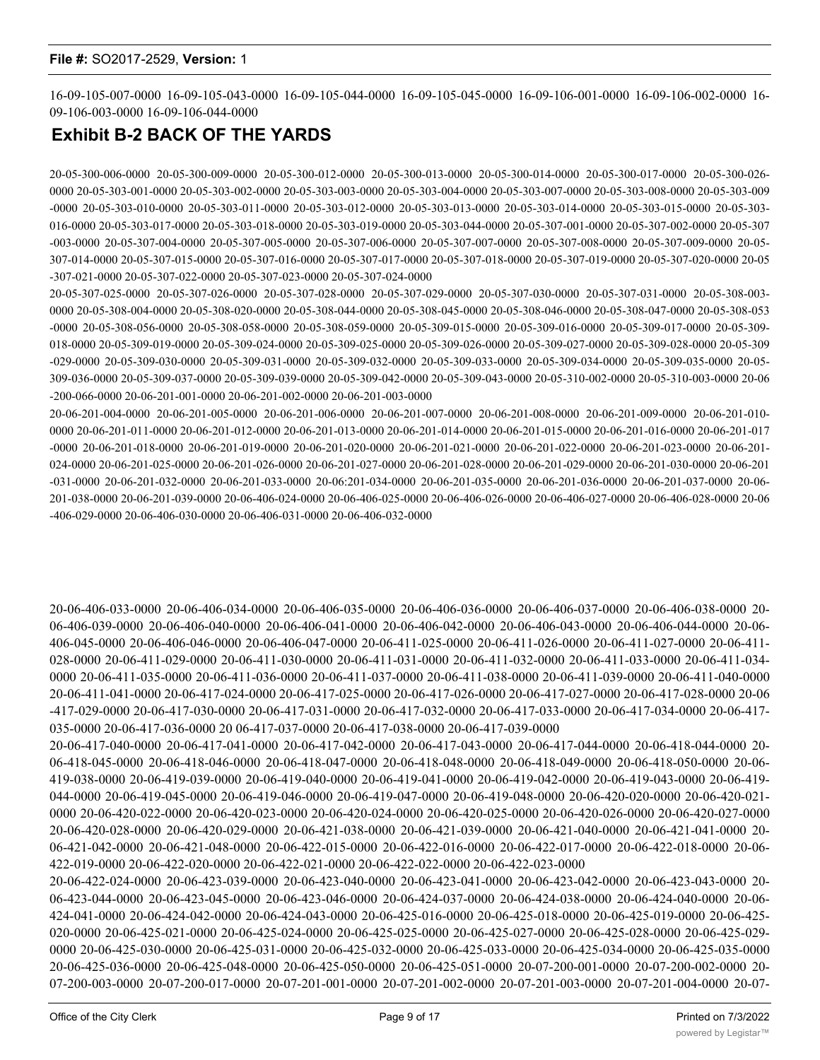16-09-105-007-0000 16-09-105-043-0000 16-09-105-044-0000 16-09-105-045-0000 16-09-106-001-0000 16-09-106-002-0000 16-09-106-003-0000 16-09-106-044-0000

## Exhibit B-2 BACK OF THE YARDS

20-05-300-006-0000 20-05-300-009-0000 20-05-300-012-0000 20-05-300-013-0000 20-05-300-014-0000 20-05-300-017-0000 20-05-300-026-0000 20-05-303-001-0000 20-05-303-002-0000 20-05-303-003-0000 20-05-303-004-0000 20-05-303-007-0000 20-05-303-008-0000 20-05-303-009-0000 20-05-303-010-0000 20-05-303-011-0000 20-05-303-012-0000 20-05-303-013-0000 20-05-303-014-0000 20-05-303-015-0000 20-05-303-016-0000 20-05-303-017-0000 20-05-303-018-0000 20-05-303-019-0000 20-05-303-044-0000 20-05-307-001-0000 20-05-307-002-0000 20-05-307-003-0000 20-05-307-004-0000 20-05-307-005-0000 20-05-307-006-0000 20-05-307-007-0000 20-05-307-008-0000 20-05-307-009-0000 20-05-307-014-0000 20-05-307-015-0000 20-05-307-016-0000 20-05-307-017-0000 20-05-307-018-0000 20-05-307-019-0000 20-05-307-020-0000 20-05-307-021-0000 20-05-307-022-0000 20-05-307-023-0000 20-05-307-024-0000

20-05-307-025-0000 20-05-307-026-0000 20-05-307-028-0000 20-05-307-029-0000 20-05-307-030-0000 20-05-307-031-0000 20-05-308-003-0000 20-05-308-004-0000 20-05-308-020-0000 20-05-308-044-0000 20-05-308-045-0000 20-05-308-046-0000 20-05-308-047-0000 20-05-308-053-0000 20-05-308-056-0000 20-05-308-058-0000 20-05-308-059-0000 20-05-309-015-0000 20-05-309-016-0000 20-05-309-017-0000 20-05-309-018-0000 20-05-309-019-0000 20-05-309-024-0000 20-05-309-025-0000 20-05-309-026-0000 20-05-309-027-0000 20-05-309-028-0000 20-05-309-029-0000 20-05-309-030-0000 20-05-309-031-0000 20-05-309-032-0000 20-05-309-033-0000 20-05-309-034-0000 20-05-309-035-0000 20-05-309-036-0000 20-05-309-037-0000 20-05-309-039-0000 20-05-309-042-0000 20-05-309-043-0000 20-05-310-002-0000 20-05-310-003-0000 20-06-200-066-0000 20-06-201-001-0000 20-06-201-002-0000 20-06-201-003-0000

20-06-201-004-0000 20-06-201-005-0000 20-06-201-006-0000 20-06-201-007-0000 20-06-201-008-0000 20-06-201-009-0000 20-06-201-010-0000 20-06-201-011-0000 20-06-201-012-0000 20-06-201-013-0000 20-06-201-014-0000 20-06-201-015-0000 20-06-201-016-0000 20-06-201-017-0000 20-06-201-018-0000 20-06-201-019-0000 20-06-201-020-0000 20-06-201-021-0000 20-06-201-022-0000 20-06-201-023-0000 20-06-201-024-0000 20-06-201-025-0000 20-06-201-026-0000 20-06-201-027-0000 20-06-201-028-0000 20-06-201-029-0000 20-06-201-030-0000 20-06-201-031-0000 20-06-201-032-0000 20-06-201-033-0000 20-06:201-034-0000 20-06-201-035-0000 20-06-201-036-0000 20-06-201-037-0000 20-06-201-038-0000 20-06-201-039-0000 20-06-406-024-0000 20-06-406-025-0000 20-06-406-026-0000 20-06-406-027-0000 20-06-406-028-0000 20-06-406-029-0000 20-06-406-030-0000 20-06-406-031-0000 20-06-406-032-0000

20-06-406-033-0000 20-06-406-034-0000 20-06-406-035-0000 20-06-406-036-0000 20-06-406-037-0000 20-06-406-038-0000 20-06-406-039-0000 20-06-406-040-0000 20-06-406-041-0000 20-06-406-042-0000 20-06-406-043-0000 20-06-406-044-0000 20-06-406-045-0000 20-06-406-046-0000 20-06-406-047-0000 20-06-411-025-0000 20-06-411-026-0000 20-06-411-027-0000 20-06-411-028-0000 20-06-411-029-0000 20-06-411-030-0000 20-06-411-031-0000 20-06-411-032-0000 20-06-411-033-0000 20-06-411-034-0000 20-06-411-035-0000 20-06-411-036-0000 20-06-411-037-0000 20-06-411-038-0000 20-06-411-039-0000 20-06-411-040-0000 20-06-411-041-0000 20-06-417-024-0000 20-06-417-025-0000 20-06-417-026-0000 20-06-417-027-0000 20-06-417-028-0000 20-06-417-029-0000 20-06-417-030-0000 20-06-417-031-0000 20-06-417-032-0000 20-06-417-033-0000 20-06-417-034-0000 20-06-417-035-0000 20-06-417-036-0000 20 06-417-037-0000 20-06-417-038-0000 20-06-417-039-0000

20-06-417-040-0000 20-06-417-041-0000 20-06-417-042-0000 20-06-417-043-0000 20-06-417-044-0000 20-06-418-044-0000 20-06-418-045-0000 20-06-418-046-0000 20-06-418-047-0000 20-06-418-048-0000 20-06-418-049-0000 20-06-418-050-0000 20-06-419-038-0000 20-06-419-039-0000 20-06-419-040-0000 20-06-419-041-0000 20-06-419-042-0000 20-06-419-043-0000 20-06-419-044-0000 20-06-419-045-0000 20-06-419-046-0000 20-06-419-047-0000 20-06-419-048-0000 20-06-420-020-0000 20-06-420-021-0000 20-06-420-022-0000 20-06-420-023-0000 20-06-420-024-0000 20-06-420-025-0000 20-06-420-026-0000 20-06-420-027-0000 20-06-420-028-0000 20-06-420-029-0000 20-06-421-038-0000 20-06-421-039-0000 20-06-421-040-0000 20-06-421-041-0000 20-06-421-042-0000 20-06-421-048-0000 20-06-422-015-0000 20-06-422-016-0000 20-06-422-017-0000 20-06-422-018-0000 20-06-422-019-0000 20-06-422-020-0000 20-06-422-021-0000 20-06-422-022-0000 20-06-422-023-0000

20-06-422-024-0000 20-06-423-039-0000 20-06-423-040-0000 20-06-423-041-0000 20-06-423-042-0000 20-06-423-043-0000 20-06-423-044-0000 20-06-423-045-0000 20-06-423-046-0000 20-06-424-037-0000 20-06-424-038-0000 20-06-424-040-0000 20-06-424-041-0000 20-06-424-042-0000 20-06-424-043-0000 20-06-425-016-0000 20-06-425-018-0000 20-06-425-019-0000 20-06-425-020-0000 20-06-425-021-0000 20-06-425-024-0000 20-06-425-025-0000 20-06-425-027-0000 20-06-425-028-0000 20-06-425-029-0000 20-06-425-030-0000 20-06-425-031-0000 20-06-425-032-0000 20-06-425-033-0000 20-06-425-034-0000 20-06-425-035-0000 20-06-425-036-0000 20-06-425-048-0000 20-06-425-050-0000 20-06-425-051-0000 20-07-200-001-0000 20-07-200-002-0000 20-07-200-003-0000 20-07-200-017-0000 20-07-201-001-0000 20-07-201-002-0000 20-07-201-003-0000 20-07-201-004-0000 20-07-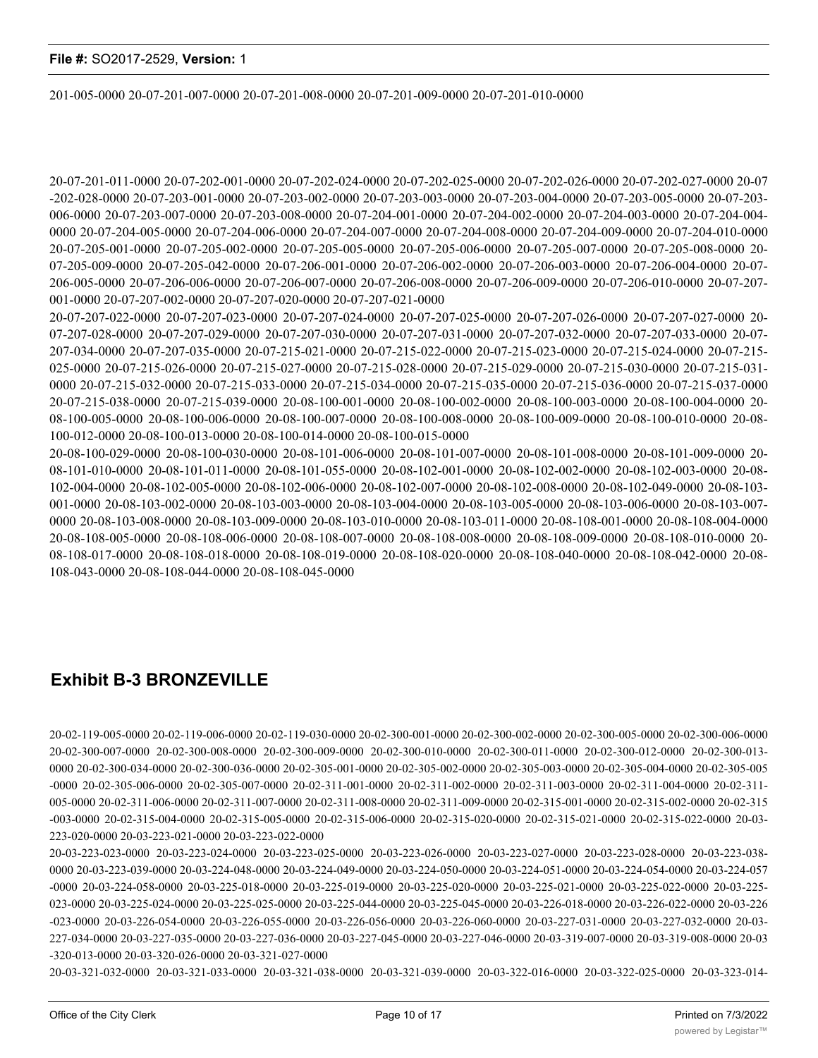201-005-0000 20-07-201-007-0000 20-07-201-008-0000 20-07-201-009-0000 20-07-201-010-0000

20-07-201-011-0000 20-07-202-001-0000 20-07-202-024-0000 20-07-202-025-0000 20-07-202-026-0000 20-07-202-027-0000 20-07 -202-028-0000 20-07-203-001-0000 20-07-203-002-0000 20-07-203-003-0000 20-07-203-004-0000 20-07-203-005-0000 20-07-203-006-0000 20-07-203-007-0000 20-07-203-008-0000 20-07-204-001-0000 20-07-204-002-0000 20-07-204-003-0000 20-07-204-004-0000 20-07-204-005-0000 20-07-204-006-0000 20-07-204-007-0000 20-07-204-008-0000 20-07-204-009-0000 20-07-204-010-0000 20-07-205-001-0000 20-07-205-002-0000 20-07-205-005-0000 20-07-205-006-0000 20-07-205-007-0000 20-07-205-008-0000 20-07-205-009-0000 20-07-205-042-0000 20-07-206-001-0000 20-07-206-002-0000 20-07-206-003-0000 20-07-206-004-0000 20-07-206-005-0000 20-07-206-006-0000 20-07-206-007-0000 20-07-206-008-0000 20-07-206-009-0000 20-07-206-010-0000 20-07-207-001-0000 20-07-207-002-0000 20-07-207-020-0000 20-07-207-021-0000

20-07-207-022-0000 20-07-207-023-0000 20-07-207-024-0000 20-07-207-025-0000 20-07-207-026-0000 20-07-207-027-0000 20-07-207-028-0000 20-07-207-029-0000 20-07-207-030-0000 20-07-207-031-0000 20-07-207-032-0000 20-07-207-033-0000 20-07-207-034-0000 20-07-207-035-0000 20-07-215-021-0000 20-07-215-022-0000 20-07-215-023-0000 20-07-215-024-0000 20-07-215-025-0000 20-07-215-026-0000 20-07-215-027-0000 20-07-215-028-0000 20-07-215-029-0000 20-07-215-030-0000 20-07-215-031-0000 20-07-215-032-0000 20-07-215-033-0000 20-07-215-034-0000 20-07-215-035-0000 20-07-215-036-0000 20-07-215-037-0000 20-07-215-038-0000 20-07-215-039-0000 20-08-100-001-0000 20-08-100-002-0000 20-08-100-003-0000 20-08-100-004-0000 20-08-100-005-0000 20-08-100-006-0000 20-08-100-007-0000 20-08-100-008-0000 20-08-100-009-0000 20-08-100-010-0000 20-08-100-012-0000 20-08-100-013-0000 20-08-100-014-0000 20-08-100-015-0000

20-08-100-029-0000 20-08-100-030-0000 20-08-101-006-0000 20-08-101-007-0000 20-08-101-008-0000 20-08-101-009-0000 20-08-101-010-0000 20-08-101-011-0000 20-08-101-055-0000 20-08-102-001-0000 20-08-102-002-0000 20-08-102-003-0000 20-08-102-004-0000 20-08-102-005-0000 20-08-102-006-0000 20-08-102-007-0000 20-08-102-008-0000 20-08-102-049-0000 20-08-103-001-0000 20-08-103-002-0000 20-08-103-003-0000 20-08-103-004-0000 20-08-103-005-0000 20-08-103-006-0000 20-08-103-007-0000 20-08-103-008-0000 20-08-103-009-0000 20-08-103-010-0000 20-08-103-011-0000 20-08-108-001-0000 20-08-108-004-0000 20-08-108-005-0000 20-08-108-006-0000 20-08-108-007-0000 20-08-108-008-0000 20-08-108-009-0000 20-08-108-010-0000 20-08-108-017-0000 20-08-108-018-0000 20-08-108-019-0000 20-08-108-020-0000 20-08-108-040-0000 20-08-108-042-0000 20-08-108-043-0000 20-08-108-044-0000 20-08-108-045-0000

## Exhibit B-3 BRONZEVILLE

20-02-119-005-0000 20-02-119-006-0000 20-02-119-030-0000 20-02-300-001-0000 20-02-300-002-0000 20-02-300-005-0000 20-02-300-006-0000 20-02-300-007-0000 20-02-300-008-0000 20-02-300-009-0000 20-02-300-010-0000 20-02-300-011-0000 20-02-300-012-0000 20-02-300-013-0000 20-02-300-034-0000 20-02-300-036-0000 20-02-305-001-0000 20-02-305-002-0000 20-02-305-003-0000 20-02-305-004-0000 20-02-305-005 -0000 20-02-305-006-0000 20-02-305-007-0000 20-02-311-001-0000 20-02-311-002-0000 20-02-311-003-0000 20-02-311-004-0000 20-02-311-005-0000 20-02-311-006-0000 20-02-311-007-0000 20-02-311-008-0000 20-02-311-009-0000 20-02-315-001-0000 20-02-315-002-0000 20-02-315 -003-0000 20-02-315-004-0000 20-02-315-005-0000 20-02-315-006-0000 20-02-315-020-0000 20-02-315-021-0000 20-02-315-022-0000 20-03-223-020-0000 20-03-223-021-0000 20-03-223-022-0000

20-03-223-023-0000 20-03-223-024-0000 20-03-223-025-0000 20-03-223-026-0000 20-03-223-027-0000 20-03-223-028-0000 20-03-223-038-0000 20-03-223-039-0000 20-03-224-048-0000 20-03-224-049-0000 20-03-224-050-0000 20-03-224-051-0000 20-03-224-054-0000 20-03-224-057 -0000 20-03-224-058-0000 20-03-225-018-0000 20-03-225-019-0000 20-03-225-020-0000 20-03-225-021-0000 20-03-225-022-0000 20-03-225-023-0000 20-03-225-024-0000 20-03-225-025-0000 20-03-225-044-0000 20-03-225-045-0000 20-03-226-018-0000 20-03-226-022-0000 20-03-226 -023-0000 20-03-226-054-0000 20-03-226-055-0000 20-03-226-056-0000 20-03-226-060-0000 20-03-227-031-0000 20-03-227-032-0000 20-03-227-034-0000 20-03-227-035-0000 20-03-227-036-0000 20-03-227-045-0000 20-03-227-046-0000 20-03-319-007-0000 20-03-319-008-0000 20-03 -320-013-0000 20-03-320-026-0000 20-03-321-027-0000

20-03-321-032-0000 20-03-321-033-0000 20-03-321-038-0000 20-03-321-039-0000 20-03-322-016-0000 20-03-322-025-0000 20-03-323-014-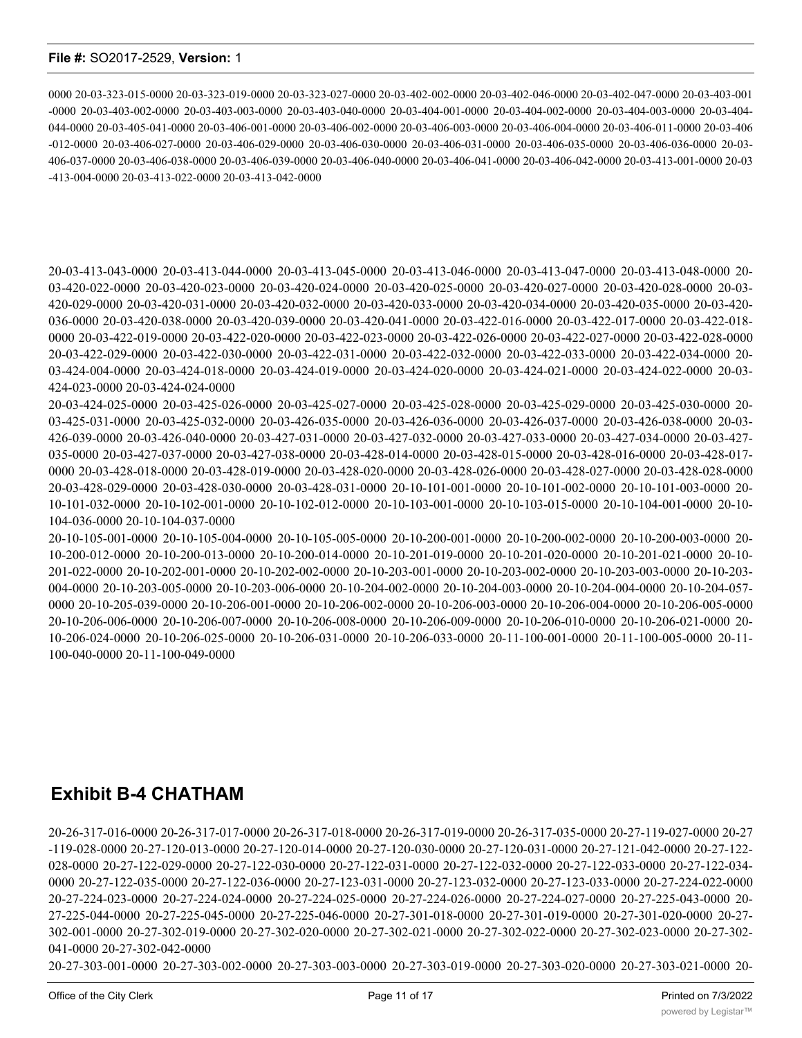0000 20-03-323-015-0000 20-03-323-019-0000 20-03-323-027-0000 20-03-402-002-0000 20-03-402-046-0000 20-03-402-047-0000 20-03-403-001-0000 20-03-403-002-0000 20-03-403-003-0000 20-03-403-040-0000 20-03-404-001-0000 20-03-404-002-0000 20-03-404-003-0000 20-03-404-044-0000 20-03-405-041-0000 20-03-406-001-0000 20-03-406-002-0000 20-03-406-003-0000 20-03-406-004-0000 20-03-406-011-0000 20-03-406-012-0000 20-03-406-027-0000 20-03-406-029-0000 20-03-406-030-0000 20-03-406-031-0000 20-03-406-035-0000 20-03-406-036-0000 20-03-406-037-0000 20-03-406-038-0000 20-03-406-039-0000 20-03-406-040-0000 20-03-406-041-0000 20-03-406-042-0000 20-03-413-001-0000 20-03-413-004-0000 20-03-413-022-0000 20-03-413-042-0000

20-03-413-043-0000 20-03-413-044-0000 20-03-413-045-0000 20-03-413-046-0000 20-03-413-047-0000 20-03-413-048-0000 20-03-420-022-0000 20-03-420-023-0000 20-03-420-024-0000 20-03-420-025-0000 20-03-420-027-0000 20-03-420-028-0000 20-03-420-029-0000 20-03-420-031-0000 20-03-420-032-0000 20-03-420-033-0000 20-03-420-034-0000 20-03-420-035-0000 20-03-420-036-0000 20-03-420-038-0000 20-03-420-039-0000 20-03-420-041-0000 20-03-422-016-0000 20-03-422-017-0000 20-03-422-018-0000 20-03-422-019-0000 20-03-422-020-0000 20-03-422-023-0000 20-03-422-026-0000 20-03-422-027-0000 20-03-422-028-0000 20-03-422-029-0000 20-03-422-030-0000 20-03-422-031-0000 20-03-422-032-0000 20-03-422-033-0000 20-03-422-034-0000 20-03-424-004-0000 20-03-424-018-0000 20-03-424-019-0000 20-03-424-020-0000 20-03-424-021-0000 20-03-424-022-0000 20-03-424-023-0000 20-03-424-024-0000

20-03-424-025-0000 20-03-425-026-0000 20-03-425-027-0000 20-03-425-028-0000 20-03-425-029-0000 20-03-425-030-0000 20-03-425-031-0000 20-03-425-032-0000 20-03-426-035-0000 20-03-426-036-0000 20-03-426-037-0000 20-03-426-038-0000 20-03-426-039-0000 20-03-426-040-0000 20-03-427-031-0000 20-03-427-032-0000 20-03-427-033-0000 20-03-427-034-0000 20-03-427-035-0000 20-03-427-037-0000 20-03-427-038-0000 20-03-428-014-0000 20-03-428-015-0000 20-03-428-016-0000 20-03-428-017-0000 20-03-428-018-0000 20-03-428-019-0000 20-03-428-020-0000 20-03-428-026-0000 20-03-428-027-0000 20-03-428-028-0000 20-03-428-029-0000 20-03-428-030-0000 20-03-428-031-0000 20-10-101-001-0000 20-10-101-002-0000 20-10-101-003-0000 20-10-101-032-0000 20-10-102-001-0000 20-10-102-012-0000 20-10-103-001-0000 20-10-103-015-0000 20-10-104-001-0000 20-10-104-036-0000 20-10-104-037-0000

20-10-105-001-0000 20-10-105-004-0000 20-10-105-005-0000 20-10-200-001-0000 20-10-200-002-0000 20-10-200-003-0000 20-10-200-012-0000 20-10-200-013-0000 20-10-200-014-0000 20-10-201-019-0000 20-10-201-020-0000 20-10-201-021-0000 20-10-201-022-0000 20-10-202-001-0000 20-10-202-002-0000 20-10-203-001-0000 20-10-203-002-0000 20-10-203-003-0000 20-10-203-004-0000 20-10-203-005-0000 20-10-203-006-0000 20-10-204-002-0000 20-10-204-003-0000 20-10-204-004-0000 20-10-204-057-0000 20-10-205-039-0000 20-10-206-001-0000 20-10-206-002-0000 20-10-206-003-0000 20-10-206-004-0000 20-10-206-005-0000 20-10-206-006-0000 20-10-206-007-0000 20-10-206-008-0000 20-10-206-009-0000 20-10-206-010-0000 20-10-206-021-0000 20-10-206-024-0000 20-10-206-025-0000 20-10-206-031-0000 20-10-206-033-0000 20-11-100-001-0000 20-11-100-005-0000 20-11-100-040-0000 20-11-100-049-0000

## Exhibit B-4 CHATHAM

20-26-317-016-0000 20-26-317-017-0000 20-26-317-018-0000 20-26-317-019-0000 20-26-317-035-0000 20-27-119-027-0000 20-27-119-028-0000 20-27-120-013-0000 20-27-120-014-0000 20-27-120-030-0000 20-27-120-031-0000 20-27-121-042-0000 20-27-122-028-0000 20-27-122-029-0000 20-27-122-030-0000 20-27-122-031-0000 20-27-122-032-0000 20-27-122-033-0000 20-27-122-034-0000 20-27-122-035-0000 20-27-122-036-0000 20-27-123-031-0000 20-27-123-032-0000 20-27-123-033-0000 20-27-224-022-0000 20-27-224-023-0000 20-27-224-024-0000 20-27-224-025-0000 20-27-224-026-0000 20-27-224-027-0000 20-27-225-043-0000 20-27-225-044-0000 20-27-225-045-0000 20-27-225-046-0000 20-27-301-018-0000 20-27-301-019-0000 20-27-301-020-0000 20-27-302-001-0000 20-27-302-019-0000 20-27-302-020-0000 20-27-302-021-0000 20-27-302-022-0000 20-27-302-023-0000 20-27-302-041-0000 20-27-302-042-0000

20-27-303-001-0000 20-27-303-002-0000 20-27-303-003-0000 20-27-303-019-0000 20-27-303-020-0000 20-27-303-021-0000 20-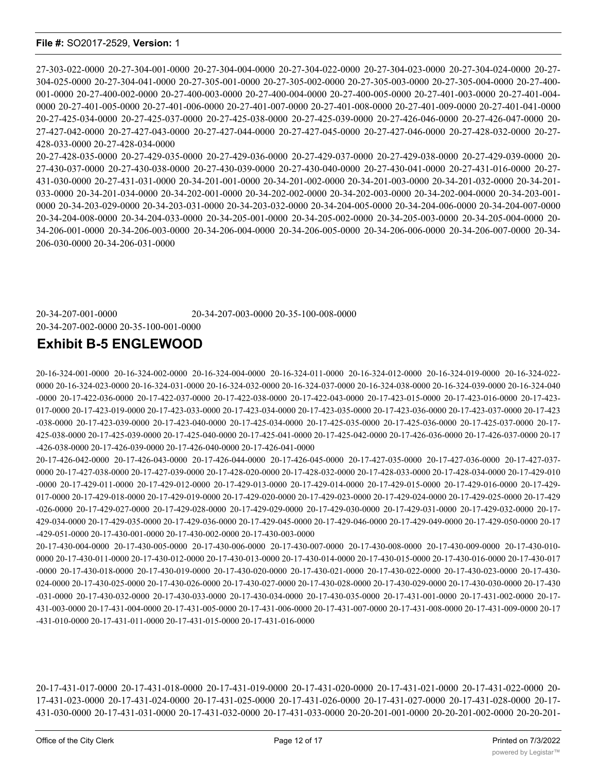27-303-022-0000 20-27-304-001-0000 20-27-304-004-0000 20-27-304-022-0000 20-27-304-023-0000 20-27-304-024-0000 20-27-304-025-0000 20-27-304-041-0000 20-27-305-001-0000 20-27-305-002-0000 20-27-305-003-0000 20-27-305-004-0000 20-27-400-001-0000 20-27-400-002-0000 20-27-400-003-0000 20-27-400-004-0000 20-27-400-005-0000 20-27-401-003-0000 20-27-401-004-0000 20-27-401-005-0000 20-27-401-006-0000 20-27-401-007-0000 20-27-401-008-0000 20-27-401-009-0000 20-27-401-041-0000 20-27-425-034-0000 20-27-425-037-0000 20-27-425-038-0000 20-27-425-039-0000 20-27-426-046-0000 20-27-426-047-0000 20-27-427-042-0000 20-27-427-043-0000 20-27-427-044-0000 20-27-427-045-0000 20-27-427-046-0000 20-27-428-032-0000 20-27-428-033-0000 20-27-428-034-0000

20-27-428-035-0000 20-27-429-035-0000 20-27-429-036-0000 20-27-429-037-0000 20-27-429-038-0000 20-27-429-039-0000 20-27-430-037-0000 20-27-430-038-0000 20-27-430-039-0000 20-27-430-040-0000 20-27-430-041-0000 20-27-431-016-0000 20-27-431-030-0000 20-27-431-031-0000 20-34-201-001-0000 20-34-201-002-0000 20-34-201-003-0000 20-34-201-032-0000 20-34-201-033-0000 20-34-201-034-0000 20-34-202-001-0000 20-34-202-002-0000 20-34-202-003-0000 20-34-202-004-0000 20-34-203-001-0000 20-34-203-029-0000 20-34-203-031-0000 20-34-203-032-0000 20-34-204-005-0000 20-34-204-006-0000 20-34-204-007-0000 20-34-204-008-0000 20-34-204-033-0000 20-34-205-001-0000 20-34-205-002-0000 20-34-205-003-0000 20-34-205-004-0000 20-34-206-001-0000 20-34-206-003-0000 20-34-206-004-0000 20-34-206-005-0000 20-34-206-006-0000 20-34-206-007-0000 20-34-206-030-0000 20-34-206-031-0000

20-34-207-001-0000 20-34-207-003-0000 20-35-100-008-0000
20-34-207-002-0000 20-35-100-001-0000

## Exhibit B-5 ENGLEWOOD

20-16-324-001-0000 20-16-324-002-0000 20-16-324-004-0000 20-16-324-011-0000 20-16-324-012-0000 20-16-324-019-0000 20-16-324-022-0000 20-16-324-023-0000 20-16-324-031-0000 20-16-324-032-0000 20-16-324-037-0000 20-16-324-038-0000 20-16-324-039-0000 20-16-324-040-0000 20-17-422-036-0000 20-17-422-037-0000 20-17-422-038-0000 20-17-422-043-0000 20-17-423-015-0000 20-17-423-016-0000 20-17-423-017-0000 20-17-423-019-0000 20-17-423-033-0000 20-17-423-034-0000 20-17-423-035-0000 20-17-423-036-0000 20-17-423-037-0000 20-17-423-038-0000 20-17-423-039-0000 20-17-423-040-0000 20-17-425-034-0000 20-17-425-035-0000 20-17-425-036-0000 20-17-425-037-0000 20-17-425-038-0000 20-17-425-039-0000 20-17-425-040-0000 20-17-425-041-0000 20-17-425-042-0000 20-17-426-036-0000 20-17-426-037-0000 20-17-426-038-0000 20-17-426-039-0000 20-17-426-040-0000 20-17-426-041-0000

20-17-426-042-0000 20-17-426-043-0000 20-17-426-044-0000 20-17-426-045-0000 20-17-427-035-0000 20-17-427-036-0000 20-17-427-037-0000 20-17-427-038-0000 20-17-427-039-0000 20-17-428-020-0000 20-17-428-032-0000 20-17-428-033-0000 20-17-428-034-0000 20-17-429-010-0000 20-17-429-011-0000 20-17-429-012-0000 20-17-429-013-0000 20-17-429-014-0000 20-17-429-015-0000 20-17-429-016-0000 20-17-429-017-0000 20-17-429-018-0000 20-17-429-019-0000 20-17-429-020-0000 20-17-429-023-0000 20-17-429-024-0000 20-17-429-025-0000 20-17-429-026-0000 20-17-429-027-0000 20-17-429-028-0000 20-17-429-029-0000 20-17-429-030-0000 20-17-429-031-0000 20-17-429-032-0000 20-17-429-034-0000 20-17-429-035-0000 20-17-429-036-0000 20-17-429-045-0000 20-17-429-046-0000 20-17-429-049-0000 20-17-429-050-0000 20-17-429-051-0000 20-17-430-001-0000 20-17-430-002-0000 20-17-430-003-0000

20-17-430-004-0000 20-17-430-005-0000 20-17-430-006-0000 20-17-430-007-0000 20-17-430-008-0000 20-17-430-009-0000 20-17-430-010-0000 20-17-430-011-0000 20-17-430-012-0000 20-17-430-013-0000 20-17-430-014-0000 20-17-430-015-0000 20-17-430-016-0000 20-17-430-017-0000 20-17-430-018-0000 20-17-430-019-0000 20-17-430-020-0000 20-17-430-021-0000 20-17-430-022-0000 20-17-430-023-0000 20-17-430-024-0000 20-17-430-025-0000 20-17-430-026-0000 20-17-430-027-0000 20-17-430-028-0000 20-17-430-029-0000 20-17-430-030-0000 20-17-430-031-0000 20-17-430-032-0000 20-17-430-033-0000 20-17-430-034-0000 20-17-430-035-0000 20-17-431-001-0000 20-17-431-002-0000 20-17-431-003-0000 20-17-431-004-0000 20-17-431-005-0000 20-17-431-006-0000 20-17-431-007-0000 20-17-431-008-0000 20-17-431-009-0000 20-17-431-010-0000 20-17-431-011-0000 20-17-431-015-0000 20-17-431-016-0000

20-17-431-017-0000 20-17-431-018-0000 20-17-431-019-0000 20-17-431-020-0000 20-17-431-021-0000 20-17-431-022-0000 20-17-431-023-0000 20-17-431-024-0000 20-17-431-025-0000 20-17-431-026-0000 20-17-431-027-0000 20-17-431-028-0000 20-17-431-030-0000 20-17-431-031-0000 20-17-431-032-0000 20-17-431-033-0000 20-20-201-001-0000 20-20-201-002-0000 20-20-201-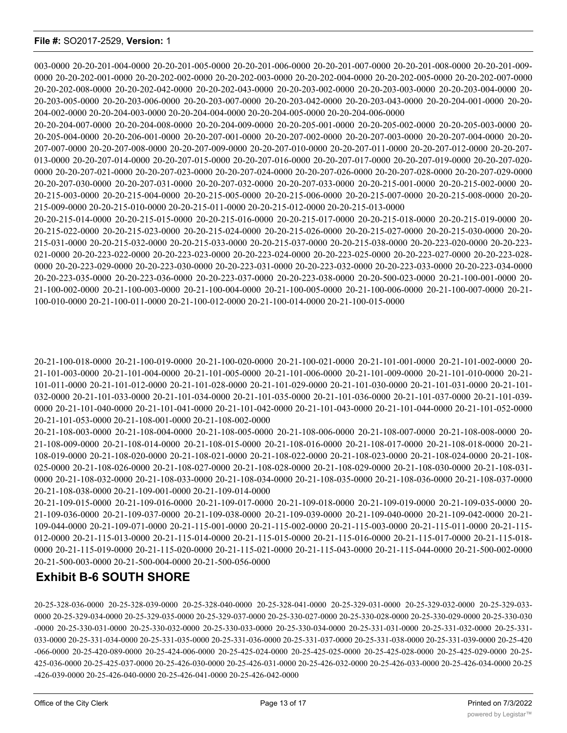003-0000 20-20-201-004-0000 20-20-201-005-0000 20-20-201-006-0000 20-20-201-007-0000 20-20-201-008-0000 20-20-201-009-0000 20-20-202-001-0000 20-20-202-002-0000 20-20-202-003-0000 20-20-202-004-0000 20-20-202-005-0000 20-20-202-007-0000 20-20-202-008-0000 20-20-202-042-0000 20-20-202-043-0000 20-20-203-002-0000 20-20-203-003-0000 20-20-203-004-0000 20-20-203-005-0000 20-20-203-006-0000 20-20-203-007-0000 20-20-203-042-0000 20-20-203-043-0000 20-20-204-001-0000 20-20-204-002-0000 20-20-204-003-0000 20-20-204-004-0000 20-20-204-005-0000 20-20-204-006-0000

20-20-204-007-0000 20-20-204-008-0000 20-20-204-009-0000 20-20-205-001-0000 20-20-205-002-0000 20-20-205-003-0000 20-20-205-004-0000 20-20-206-001-0000 20-20-207-001-0000 20-20-207-002-0000 20-20-207-003-0000 20-20-207-004-0000 20-20-207-007-0000 20-20-207-008-0000 20-20-207-009-0000 20-20-207-010-0000 20-20-207-011-0000 20-20-207-012-0000 20-20-207-013-0000 20-20-207-014-0000 20-20-207-015-0000 20-20-207-016-0000 20-20-207-017-0000 20-20-207-019-0000 20-20-207-020-0000 20-20-207-021-0000 20-20-207-023-0000 20-20-207-024-0000 20-20-207-026-0000 20-20-207-028-0000 20-20-207-029-0000 20-20-207-030-0000 20-20-207-031-0000 20-20-207-032-0000 20-20-207-033-0000 20-20-215-001-0000 20-20-215-002-0000 20-20-215-003-0000 20-20-215-004-0000 20-20-215-005-0000 20-20-215-006-0000 20-20-215-007-0000 20-20-215-008-0000 20-20-215-009-0000 20-20-215-010-0000 20-20-215-011-0000 20-20-215-012-0000 20-20-215-013-0000

20-20-215-014-0000 20-20-215-015-0000 20-20-215-016-0000 20-20-215-017-0000 20-20-215-018-0000 20-20-215-019-0000 20-20-215-022-0000 20-20-215-023-0000 20-20-215-024-0000 20-20-215-026-0000 20-20-215-027-0000 20-20-215-030-0000 20-20-215-031-0000 20-20-215-032-0000 20-20-215-033-0000 20-20-215-037-0000 20-20-215-038-0000 20-20-223-020-0000 20-20-223-021-0000 20-20-223-022-0000 20-20-223-023-0000 20-20-223-024-0000 20-20-223-025-0000 20-20-223-027-0000 20-20-223-028-0000 20-20-223-029-0000 20-20-223-030-0000 20-20-223-031-0000 20-20-223-032-0000 20-20-223-033-0000 20-20-223-034-0000 20-20-223-035-0000 20-20-223-036-0000 20-20-223-037-0000 20-20-223-038-0000 20-20-500-023-0000 20-21-100-001-0000 20-21-100-002-0000 20-21-100-003-0000 20-21-100-004-0000 20-21-100-005-0000 20-21-100-006-0000 20-21-100-007-0000 20-21-100-010-0000 20-21-100-011-0000 20-21-100-012-0000 20-21-100-014-0000 20-21-100-015-0000

20-21-100-018-0000 20-21-100-019-0000 20-21-100-020-0000 20-21-100-021-0000 20-21-101-001-0000 20-21-101-002-0000 20-21-101-003-0000 20-21-101-004-0000 20-21-101-005-0000 20-21-101-006-0000 20-21-101-009-0000 20-21-101-010-0000 20-21-101-011-0000 20-21-101-012-0000 20-21-101-028-0000 20-21-101-029-0000 20-21-101-030-0000 20-21-101-031-0000 20-21-101-032-0000 20-21-101-033-0000 20-21-101-034-0000 20-21-101-035-0000 20-21-101-036-0000 20-21-101-037-0000 20-21-101-039-0000 20-21-101-040-0000 20-21-101-041-0000 20-21-101-042-0000 20-21-101-043-0000 20-21-101-044-0000 20-21-101-052-0000 20-21-101-053-0000 20-21-108-001-0000 20-21-108-002-0000

20-21-108-003-0000 20-21-108-004-0000 20-21-108-005-0000 20-21-108-006-0000 20-21-108-007-0000 20-21-108-008-0000 20-21-108-009-0000 20-21-108-014-0000 20-21-108-015-0000 20-21-108-016-0000 20-21-108-017-0000 20-21-108-018-0000 20-21-108-019-0000 20-21-108-020-0000 20-21-108-021-0000 20-21-108-022-0000 20-21-108-023-0000 20-21-108-024-0000 20-21-108-025-0000 20-21-108-026-0000 20-21-108-027-0000 20-21-108-028-0000 20-21-108-029-0000 20-21-108-030-0000 20-21-108-031-0000 20-21-108-032-0000 20-21-108-033-0000 20-21-108-034-0000 20-21-108-035-0000 20-21-108-036-0000 20-21-108-037-0000 20-21-108-038-0000 20-21-109-001-0000 20-21-109-014-0000

20-21-109-015-0000 20-21-109-016-0000 20-21-109-017-0000 20-21-109-018-0000 20-21-109-019-0000 20-21-109-035-0000 20-21-109-036-0000 20-21-109-037-0000 20-21-109-038-0000 20-21-109-039-0000 20-21-109-040-0000 20-21-109-042-0000 20-21-109-044-0000 20-21-109-071-0000 20-21-115-001-0000 20-21-115-002-0000 20-21-115-003-0000 20-21-115-011-0000 20-21-115-012-0000 20-21-115-013-0000 20-21-115-014-0000 20-21-115-015-0000 20-21-115-016-0000 20-21-115-017-0000 20-21-115-018-0000 20-21-115-019-0000 20-21-115-020-0000 20-21-115-021-0000 20-21-115-043-0000 20-21-115-044-0000 20-21-500-002-0000 20-21-500-003-0000 20-21-500-004-0000 20-21-500-056-0000

## Exhibit B-6 SOUTH SHORE

20-25-328-036-0000 20-25-328-039-0000 20-25-328-040-0000 20-25-328-041-0000 20-25-329-031-0000 20-25-329-032-0000 20-25-329-033-0000 20-25-329-034-0000 20-25-329-035-0000 20-25-329-037-0000 20-25-330-027-0000 20-25-330-028-0000 20-25-330-029-0000 20-25-330-030-0000 20-25-330-031-0000 20-25-330-032-0000 20-25-330-033-0000 20-25-330-034-0000 20-25-331-031-0000 20-25-331-032-0000 20-25-331-033-0000 20-25-331-034-0000 20-25-331-035-0000 20-25-331-036-0000 20-25-331-037-0000 20-25-331-038-0000 20-25-331-039-0000 20-25-420-066-0000 20-25-420-089-0000 20-25-424-006-0000 20-25-425-024-0000 20-25-425-025-0000 20-25-425-028-0000 20-25-425-029-0000 20-25-425-036-0000 20-25-425-037-0000 20-25-426-030-0000 20-25-426-031-0000 20-25-426-032-0000 20-25-426-033-0000 20-25-426-034-0000 20-25-426-039-0000 20-25-426-040-0000 20-25-426-041-0000 20-25-426-042-0000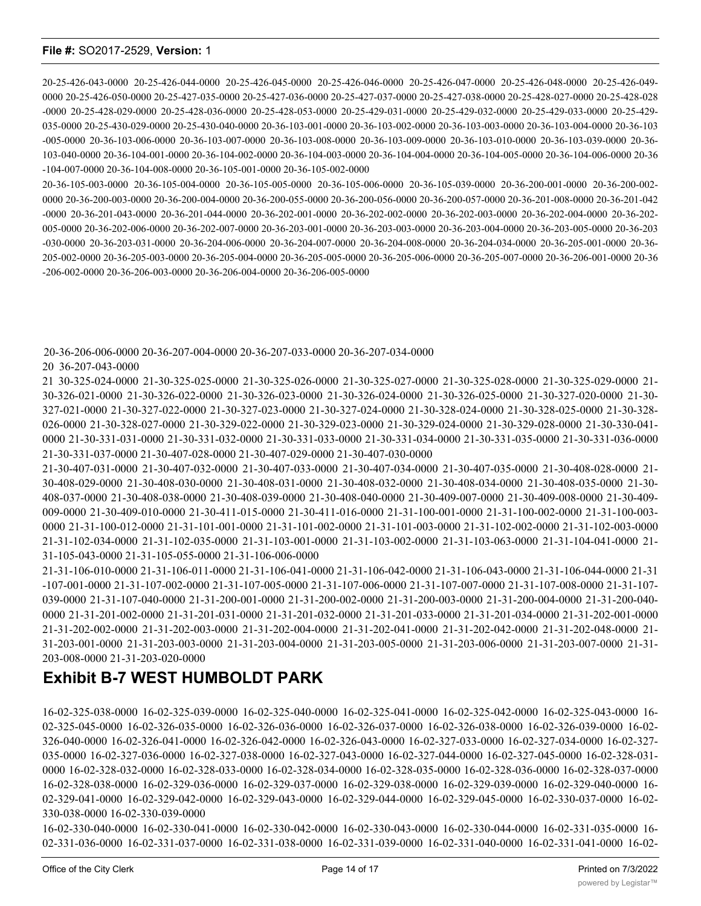20-25-426-043-0000 20-25-426-044-0000 20-25-426-045-0000 20-25-426-046-0000 20-25-426-047-0000 20-25-426-048-0000 20-25-426-049-0000 20-25-426-050-0000 20-25-427-035-0000 20-25-427-036-0000 20-25-427-037-0000 20-25-427-038-0000 20-25-428-027-0000 20-25-428-028-0000 20-25-428-029-0000 20-25-428-036-0000 20-25-428-053-0000 20-25-429-031-0000 20-25-429-032-0000 20-25-429-033-0000 20-25-429-035-0000 20-25-430-029-0000 20-25-430-040-0000 20-36-103-001-0000 20-36-103-002-0000 20-36-103-003-0000 20-36-103-004-0000 20-36-103-005-0000 20-36-103-006-0000 20-36-103-007-0000 20-36-103-008-0000 20-36-103-009-0000 20-36-103-010-0000 20-36-103-039-0000 20-36-103-040-0000 20-36-104-001-0000 20-36-104-002-0000 20-36-104-003-0000 20-36-104-004-0000 20-36-104-005-0000 20-36-104-006-0000 20-36-104-007-0000 20-36-104-008-0000 20-36-105-001-0000 20-36-105-002-0000

20-36-105-003-0000 20-36-105-004-0000 20-36-105-005-0000 20-36-105-006-0000 20-36-105-039-0000 20-36-200-001-0000 20-36-200-002-0000 20-36-200-003-0000 20-36-200-004-0000 20-36-200-055-0000 20-36-200-056-0000 20-36-200-057-0000 20-36-201-008-0000 20-36-201-042-0000 20-36-201-043-0000 20-36-201-044-0000 20-36-202-001-0000 20-36-202-002-0000 20-36-202-003-0000 20-36-202-004-0000 20-36-202-005-0000 20-36-202-006-0000 20-36-202-007-0000 20-36-203-001-0000 20-36-203-003-0000 20-36-203-004-0000 20-36-203-005-0000 20-36-203-030-0000 20-36-203-031-0000 20-36-204-006-0000 20-36-204-007-0000 20-36-204-008-0000 20-36-204-034-0000 20-36-205-001-0000 20-36-205-002-0000 20-36-205-003-0000 20-36-205-004-0000 20-36-205-005-0000 20-36-205-006-0000 20-36-205-007-0000 20-36-206-001-0000 20-36-206-002-0000 20-36-206-003-0000 20-36-206-004-0000 20-36-206-005-0000

20-36-206-006-0000 20-36-207-004-0000 20-36-207-033-0000 20-36-207-034-0000

20 36-207-043-0000

21 30-325-024-0000 21-30-325-025-0000 21-30-325-026-0000 21-30-325-027-0000 21-30-325-028-0000 21-30-325-029-0000 21-30-326-021-0000 21-30-326-022-0000 21-30-326-023-0000 21-30-326-024-0000 21-30-326-025-0000 21-30-327-020-0000 21-30-327-021-0000 21-30-327-022-0000 21-30-327-023-0000 21-30-327-024-0000 21-30-328-024-0000 21-30-328-025-0000 21-30-328-026-0000 21-30-328-027-0000 21-30-329-022-0000 21-30-329-023-0000 21-30-329-024-0000 21-30-329-028-0000 21-30-330-041-0000 21-30-331-031-0000 21-30-331-032-0000 21-30-331-033-0000 21-30-331-034-0000 21-30-331-035-0000 21-30-331-036-0000 21-30-331-037-0000 21-30-407-028-0000 21-30-407-029-0000 21-30-407-030-0000

21-30-407-031-0000 21-30-407-032-0000 21-30-407-033-0000 21-30-407-034-0000 21-30-407-035-0000 21-30-408-028-0000 21-30-408-029-0000 21-30-408-030-0000 21-30-408-031-0000 21-30-408-032-0000 21-30-408-034-0000 21-30-408-035-0000 21-30-408-037-0000 21-30-408-038-0000 21-30-408-039-0000 21-30-408-040-0000 21-30-409-007-0000 21-30-409-008-0000 21-30-409-009-0000 21-30-409-010-0000 21-30-411-015-0000 21-30-411-016-0000 21-31-100-001-0000 21-31-100-002-0000 21-31-100-003-0000 21-31-100-012-0000 21-31-101-001-0000 21-31-101-002-0000 21-31-101-003-0000 21-31-102-002-0000 21-31-102-003-0000 21-31-102-034-0000 21-31-102-035-0000 21-31-103-001-0000 21-31-103-002-0000 21-31-103-063-0000 21-31-104-041-0000 21-31-105-043-0000 21-31-105-055-0000 21-31-106-006-0000

21-31-106-010-0000 21-31-106-011-0000 21-31-106-041-0000 21-31-106-042-0000 21-31-106-043-0000 21-31-106-044-0000 21-31-107-001-0000 21-31-107-002-0000 21-31-107-005-0000 21-31-107-006-0000 21-31-107-007-0000 21-31-107-008-0000 21-31-107-039-0000 21-31-107-040-0000 21-31-200-001-0000 21-31-200-002-0000 21-31-200-003-0000 21-31-200-004-0000 21-31-200-040-0000 21-31-201-002-0000 21-31-201-031-0000 21-31-201-032-0000 21-31-201-033-0000 21-31-201-034-0000 21-31-202-001-0000 21-31-202-002-0000 21-31-202-003-0000 21-31-202-004-0000 21-31-202-041-0000 21-31-202-042-0000 21-31-202-048-0000 21-31-203-001-0000 21-31-203-003-0000 21-31-203-004-0000 21-31-203-005-0000 21-31-203-006-0000 21-31-203-007-0000 21-31-203-008-0000 21-31-203-020-0000

## Exhibit B-7 WEST HUMBOLDT PARK

16-02-325-038-0000 16-02-325-039-0000 16-02-325-040-0000 16-02-325-041-0000 16-02-325-042-0000 16-02-325-043-0000 16-02-325-045-0000 16-02-326-035-0000 16-02-326-036-0000 16-02-326-037-0000 16-02-326-038-0000 16-02-326-039-0000 16-02-326-040-0000 16-02-326-041-0000 16-02-326-042-0000 16-02-326-043-0000 16-02-327-033-0000 16-02-327-034-0000 16-02-327-035-0000 16-02-327-036-0000 16-02-327-038-0000 16-02-327-043-0000 16-02-327-044-0000 16-02-327-045-0000 16-02-328-031-0000 16-02-328-032-0000 16-02-328-033-0000 16-02-328-034-0000 16-02-328-035-0000 16-02-328-036-0000 16-02-328-037-0000 16-02-328-038-0000 16-02-329-036-0000 16-02-329-037-0000 16-02-329-038-0000 16-02-329-039-0000 16-02-329-040-0000 16-02-329-041-0000 16-02-329-042-0000 16-02-329-043-0000 16-02-329-044-0000 16-02-329-045-0000 16-02-330-037-0000 16-02-330-038-0000 16-02-330-039-0000

16-02-330-040-0000 16-02-330-041-0000 16-02-330-042-0000 16-02-330-043-0000 16-02-330-044-0000 16-02-331-035-0000 16-02-331-036-0000 16-02-331-037-0000 16-02-331-038-0000 16-02-331-039-0000 16-02-331-040-0000 16-02-331-041-0000 16-02-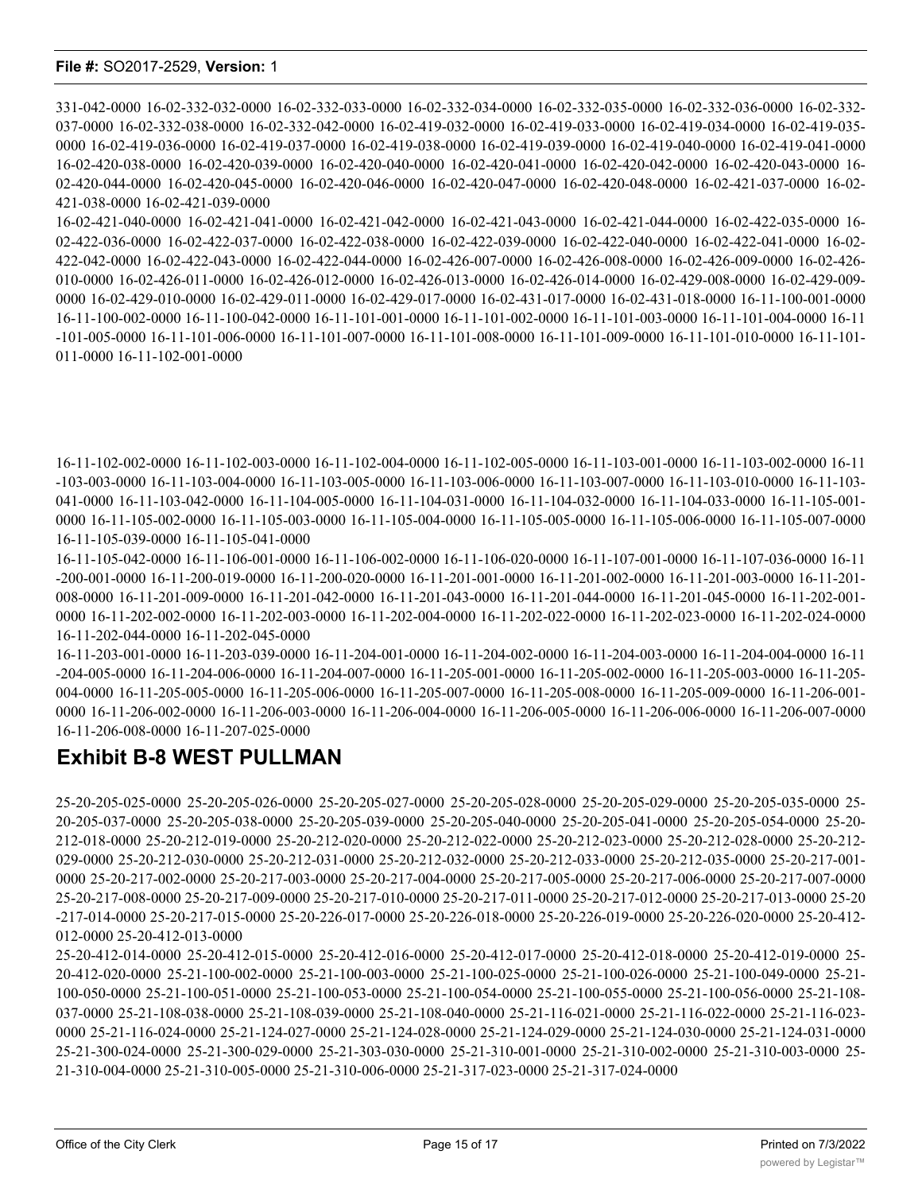331-042-0000 16-02-332-032-0000 16-02-332-033-0000 16-02-332-034-0000 16-02-332-035-0000 16-02-332-036-0000 16-02-332-037-0000 16-02-332-038-0000 16-02-332-042-0000 16-02-419-032-0000 16-02-419-033-0000 16-02-419-034-0000 16-02-419-035-0000 16-02-419-036-0000 16-02-419-037-0000 16-02-419-038-0000 16-02-419-039-0000 16-02-419-040-0000 16-02-419-041-0000 16-02-420-038-0000 16-02-420-039-0000 16-02-420-040-0000 16-02-420-041-0000 16-02-420-042-0000 16-02-420-043-0000 16-02-420-044-0000 16-02-420-045-0000 16-02-420-046-0000 16-02-420-047-0000 16-02-420-048-0000 16-02-421-037-0000 16-02-421-038-0000 16-02-421-039-0000

16-02-421-040-0000 16-02-421-041-0000 16-02-421-042-0000 16-02-421-043-0000 16-02-421-044-0000 16-02-422-035-0000 16-02-422-036-0000 16-02-422-037-0000 16-02-422-038-0000 16-02-422-039-0000 16-02-422-040-0000 16-02-422-041-0000 16-02-422-042-0000 16-02-422-043-0000 16-02-422-044-0000 16-02-426-007-0000 16-02-426-008-0000 16-02-426-009-0000 16-02-426-010-0000 16-02-426-011-0000 16-02-426-012-0000 16-02-426-013-0000 16-02-426-014-0000 16-02-429-008-0000 16-02-429-009-0000 16-02-429-010-0000 16-02-429-011-0000 16-02-429-017-0000 16-02-431-017-0000 16-02-431-018-0000 16-11-100-001-0000 16-11-100-002-0000 16-11-100-042-0000 16-11-101-001-0000 16-11-101-002-0000 16-11-101-003-0000 16-11-101-004-0000 16-11-101-005-0000 16-11-101-006-0000 16-11-101-007-0000 16-11-101-008-0000 16-11-101-009-0000 16-11-101-010-0000 16-11-101-011-0000 16-11-102-001-0000

16-11-102-002-0000 16-11-102-003-0000 16-11-102-004-0000 16-11-102-005-0000 16-11-103-001-0000 16-11-103-002-0000 16-11-103-003-0000 16-11-103-004-0000 16-11-103-005-0000 16-11-103-006-0000 16-11-103-007-0000 16-11-103-010-0000 16-11-103-041-0000 16-11-103-042-0000 16-11-104-005-0000 16-11-104-031-0000 16-11-104-032-0000 16-11-104-033-0000 16-11-105-001-0000 16-11-105-002-0000 16-11-105-003-0000 16-11-105-004-0000 16-11-105-005-0000 16-11-105-006-0000 16-11-105-007-0000 16-11-105-039-0000 16-11-105-041-0000

16-11-105-042-0000 16-11-106-001-0000 16-11-106-002-0000 16-11-106-020-0000 16-11-107-001-0000 16-11-107-036-0000 16-11-200-001-0000 16-11-200-019-0000 16-11-200-020-0000 16-11-201-001-0000 16-11-201-002-0000 16-11-201-003-0000 16-11-201-008-0000 16-11-201-009-0000 16-11-201-042-0000 16-11-201-043-0000 16-11-201-044-0000 16-11-201-045-0000 16-11-202-001-0000 16-11-202-002-0000 16-11-202-003-0000 16-11-202-004-0000 16-11-202-022-0000 16-11-202-023-0000 16-11-202-024-0000 16-11-202-044-0000 16-11-202-045-0000

16-11-203-001-0000 16-11-203-039-0000 16-11-204-001-0000 16-11-204-002-0000 16-11-204-003-0000 16-11-204-004-0000 16-11-204-005-0000 16-11-204-006-0000 16-11-204-007-0000 16-11-205-001-0000 16-11-205-002-0000 16-11-205-003-0000 16-11-205-004-0000 16-11-205-005-0000 16-11-205-006-0000 16-11-205-007-0000 16-11-205-008-0000 16-11-205-009-0000 16-11-206-001-0000 16-11-206-002-0000 16-11-206-003-0000 16-11-206-004-0000 16-11-206-005-0000 16-11-206-006-0000 16-11-206-007-0000 16-11-206-008-0000 16-11-207-025-0000

## Exhibit B-8 WEST PULLMAN

25-20-205-025-0000 25-20-205-026-0000 25-20-205-027-0000 25-20-205-028-0000 25-20-205-029-0000 25-20-205-035-0000 25-20-205-037-0000 25-20-205-038-0000 25-20-205-039-0000 25-20-205-040-0000 25-20-205-041-0000 25-20-205-054-0000 25-20-212-018-0000 25-20-212-019-0000 25-20-212-020-0000 25-20-212-022-0000 25-20-212-023-0000 25-20-212-028-0000 25-20-212-029-0000 25-20-212-030-0000 25-20-212-031-0000 25-20-212-032-0000 25-20-212-033-0000 25-20-212-035-0000 25-20-217-001-0000 25-20-217-002-0000 25-20-217-003-0000 25-20-217-004-0000 25-20-217-005-0000 25-20-217-006-0000 25-20-217-007-0000 25-20-217-008-0000 25-20-217-009-0000 25-20-217-010-0000 25-20-217-011-0000 25-20-217-012-0000 25-20-217-013-0000 25-20-217-014-0000 25-20-217-015-0000 25-20-226-017-0000 25-20-226-018-0000 25-20-226-019-0000 25-20-226-020-0000 25-20-412-012-0000 25-20-412-013-0000

25-20-412-014-0000 25-20-412-015-0000 25-20-412-016-0000 25-20-412-017-0000 25-20-412-018-0000 25-20-412-019-0000 25-20-412-020-0000 25-21-100-002-0000 25-21-100-003-0000 25-21-100-025-0000 25-21-100-026-0000 25-21-100-049-0000 25-21-100-050-0000 25-21-100-051-0000 25-21-100-053-0000 25-21-100-054-0000 25-21-100-055-0000 25-21-100-056-0000 25-21-108-037-0000 25-21-108-038-0000 25-21-108-039-0000 25-21-108-040-0000 25-21-116-021-0000 25-21-116-022-0000 25-21-116-023-0000 25-21-116-024-0000 25-21-124-027-0000 25-21-124-028-0000 25-21-124-029-0000 25-21-124-030-0000 25-21-124-031-0000 25-21-300-024-0000 25-21-300-029-0000 25-21-303-030-0000 25-21-310-001-0000 25-21-310-002-0000 25-21-310-003-0000 25-21-310-004-0000 25-21-310-005-0000 25-21-310-006-0000 25-21-317-023-0000 25-21-317-024-0000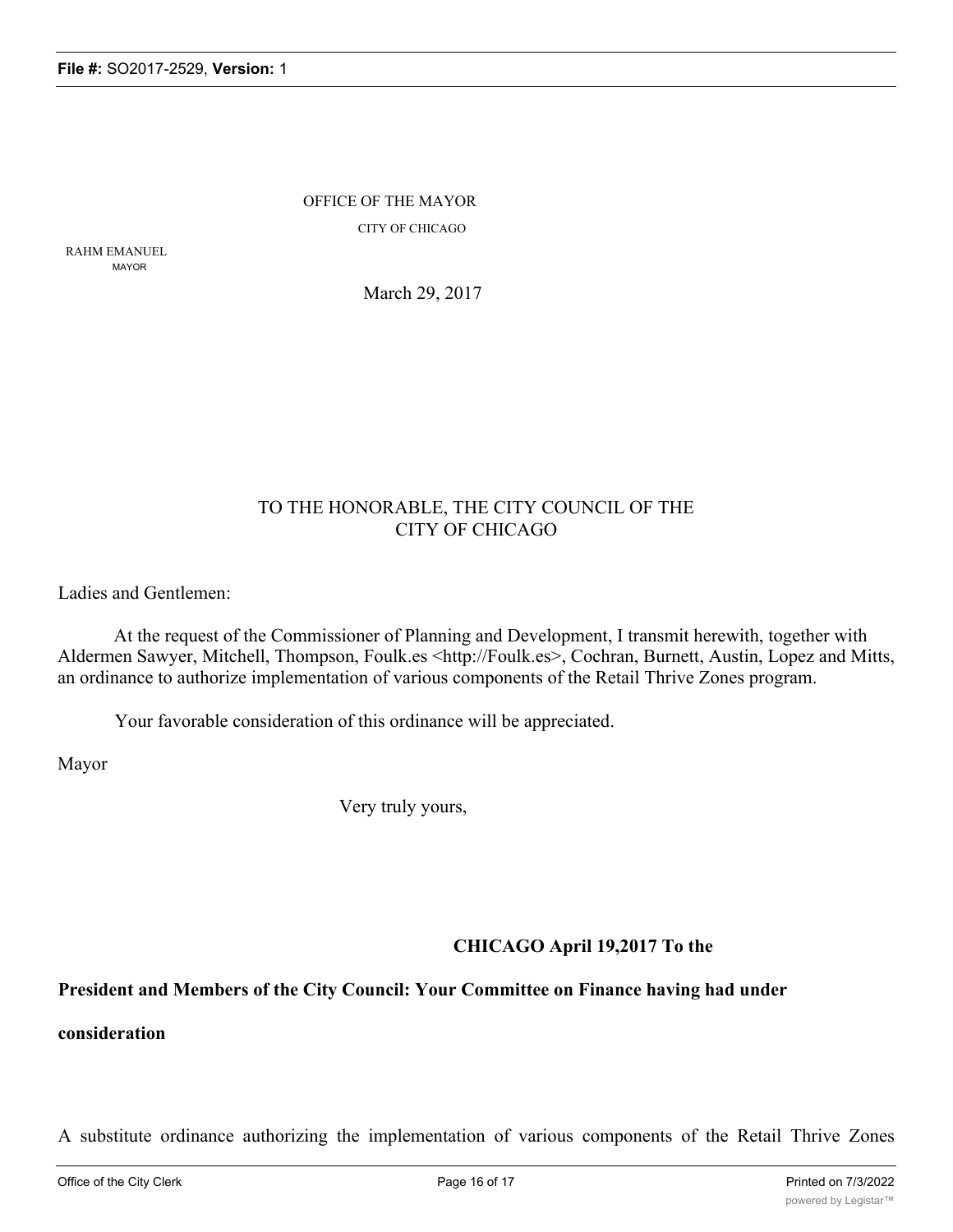OFFICE OF THE MAYOR

CITY OF CHICAGO

RAHM EMANUEL
MAYOR

March 29, 2017

TO THE HONORABLE, THE CITY COUNCIL OF THE
CITY OF CHICAGO

Ladies and Gentlemen:

At the request of the Commissioner of Planning and Development, I transmit herewith, together with Aldermen Sawyer, Mitchell, Thompson, Foulk.es <http://Foulk.es>, Cochran, Burnett, Austin, Lopez and Mitts, an ordinance to authorize implementation of various components of the Retail Thrive Zones program.

Your favorable consideration of this ordinance will be appreciated.

Mayor

Very truly yours,

**CHICAGO April 19,2017 To the**

**President and Members of the City Council: Your Committee on Finance having had under**

**consideration**

A substitute ordinance authorizing the implementation of various components of the Retail Thrive Zones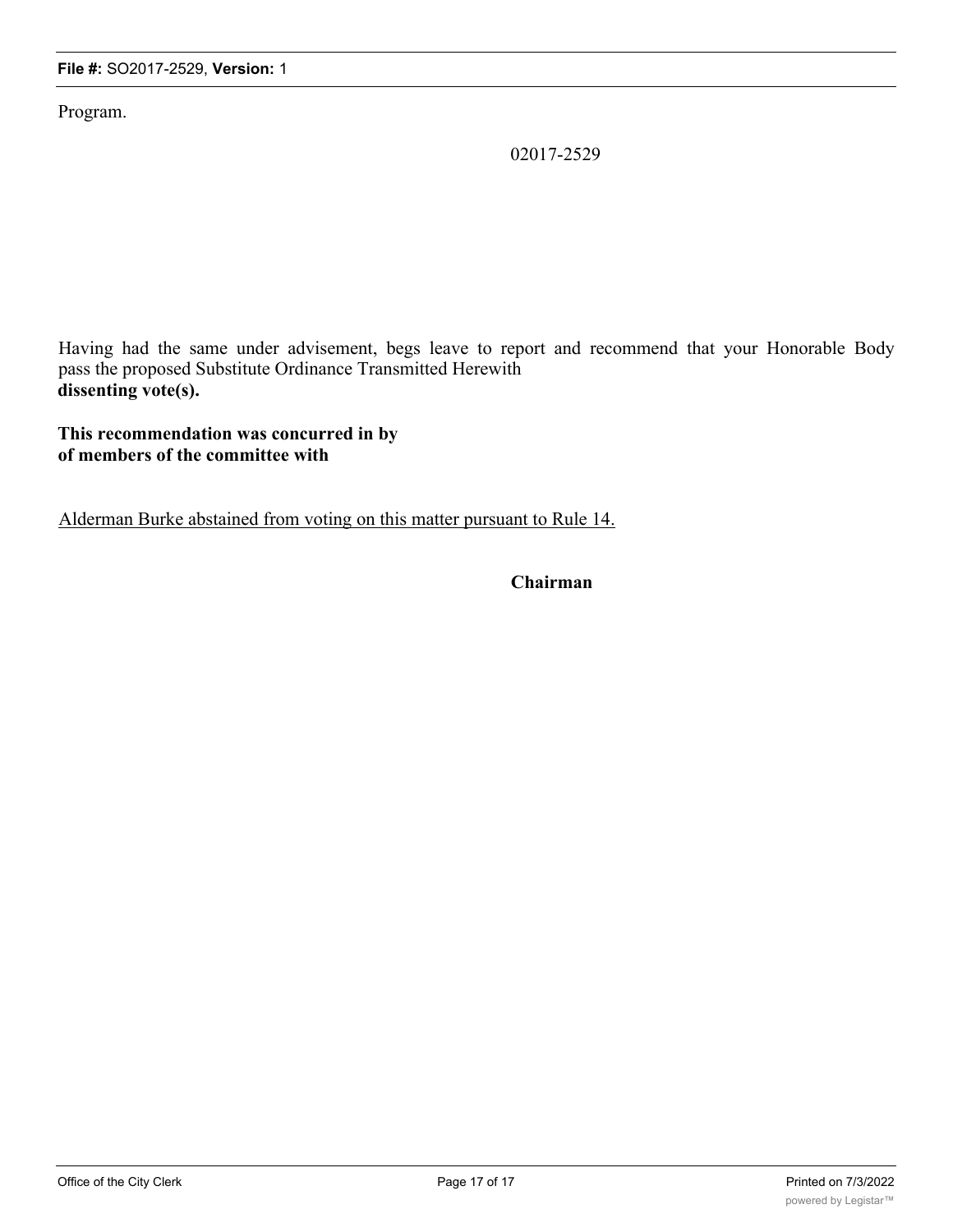Program.

02017-2529

Having had the same under advisement, begs leave to report and recommend that your Honorable Body pass the proposed Substitute Ordinance Transmitted Herewith
**dissenting vote(s).**

**This recommendation was concurred in by**
**of members of the committee with**

Alderman Burke abstained from voting on this matter pursuant to Rule 14.

**Chairman**